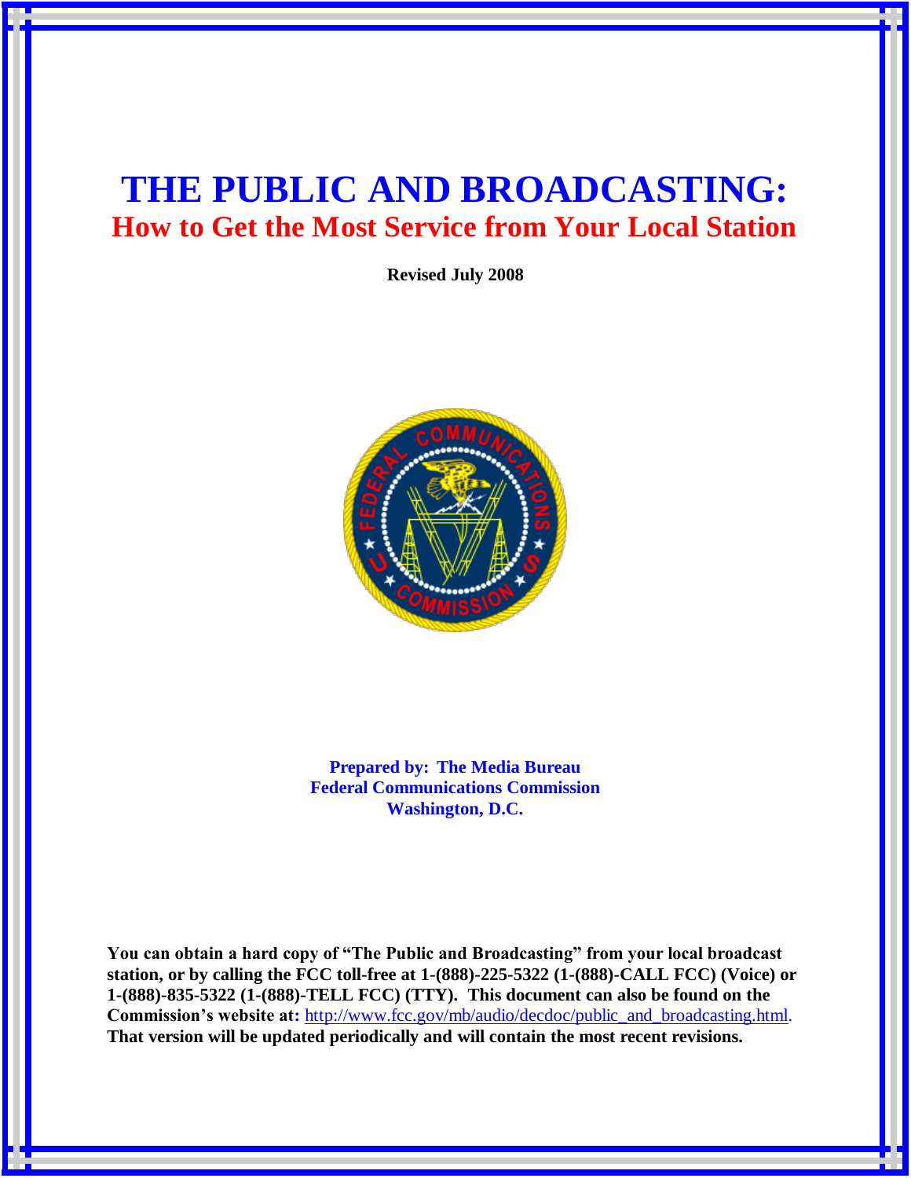# THE PUBLIC AND BROADCASTING:

## How to Get the Most Service from Your Local Station

**Revised July 2008**

**Prepared by: The Media Bureau**
**Federal Communications Commission**
**Washington, D.C.**

**You can obtain a hard copy of "The Public and Broadcasting" from your local broadcast station, or by calling the FCC toll-free at 1-(888)-225-5322 (1-(888)-CALL FCC) (Voice) or 1-(888)-835-5322 (1-(888)-TELL FCC) (TTY). This document can also be found on the Commission's website at:** http://www.fcc.gov/mb/audio/decdoc/public_and_broadcasting.html. **That version will be updated periodically and will contain the most recent revisions.**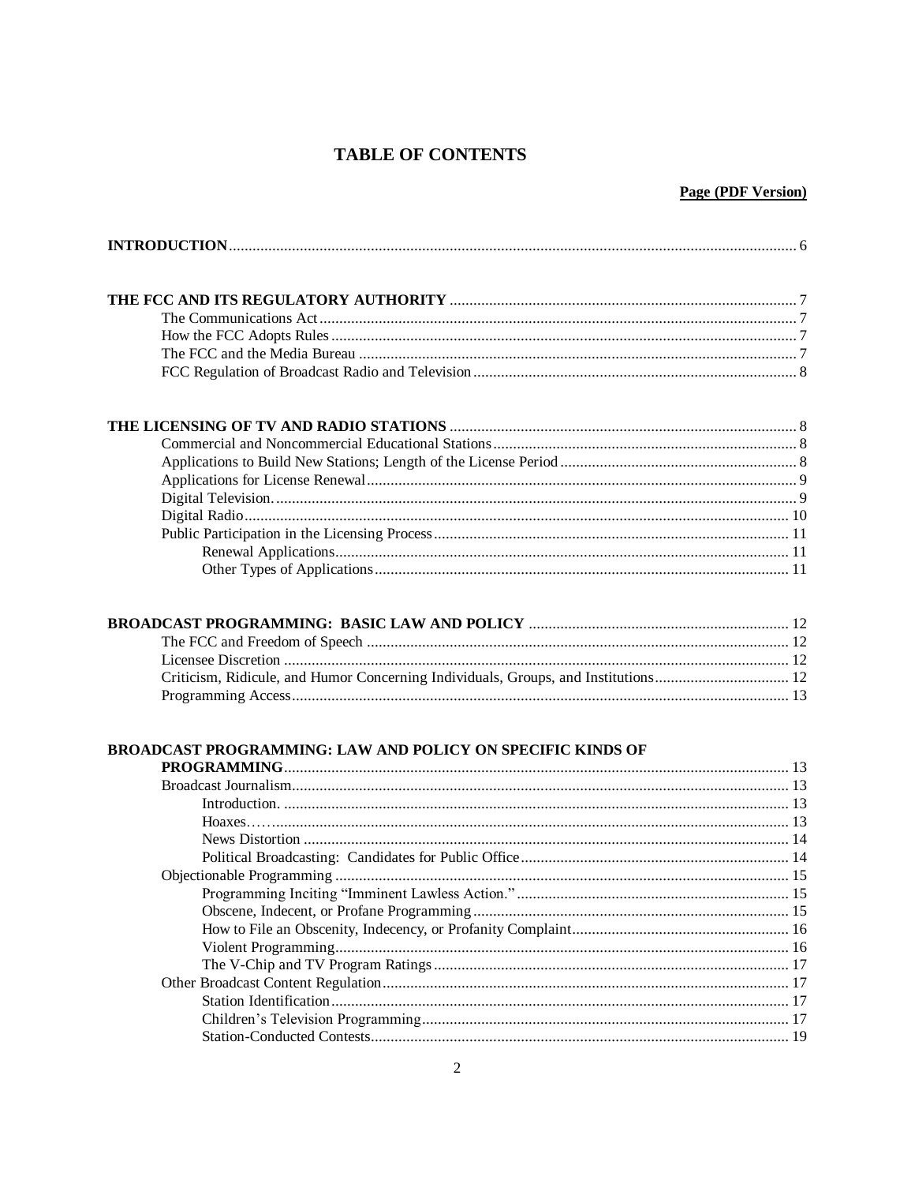# TABLE OF CONTENTS

**Page (PDF Version)**

**INTRODUCTION** ..... 6

**THE FCC AND ITS REGULATORY AUTHORITY** ..... 7
- The Communications Act ..... 7
- How the FCC Adopts Rules ..... 7
- The FCC and the Media Bureau ..... 7
- FCC Regulation of Broadcast Radio and Television ..... 8

**THE LICENSING OF TV AND RADIO STATIONS** ..... 8
- Commercial and Noncommercial Educational Stations ..... 8
- Applications to Build New Stations; Length of the License Period ..... 8
- Applications for License Renewal ..... 9
- Digital Television. ..... 9
- Digital Radio ..... 10
- Public Participation in the Licensing Process ..... 11
  - Renewal Applications ..... 11
  - Other Types of Applications ..... 11

**BROADCAST PROGRAMMING: BASIC LAW AND POLICY** ..... 12
- The FCC and Freedom of Speech ..... 12
- Licensee Discretion ..... 12
- Criticism, Ridicule, and Humor Concerning Individuals, Groups, and Institutions ..... 12
- Programming Access ..... 13

**BROADCAST PROGRAMMING: LAW AND POLICY ON SPECIFIC KINDS OF PROGRAMMING** ..... 13
- Broadcast Journalism ..... 13
  - Introduction. ..... 13
  - Hoaxes…. ..... 13
  - News Distortion ..... 14
  - Political Broadcasting: Candidates for Public Office ..... 14
- Objectionable Programming ..... 15
  - Programming Inciting "Imminent Lawless Action." ..... 15
  - Obscene, Indecent, or Profane Programming ..... 15
  - How to File an Obscenity, Indecency, or Profanity Complaint ..... 16
  - Violent Programming ..... 16
  - The V-Chip and TV Program Ratings ..... 17
- Other Broadcast Content Regulation ..... 17
  - Station Identification ..... 17
  - Children's Television Programming ..... 17
  - Station-Conducted Contests ..... 19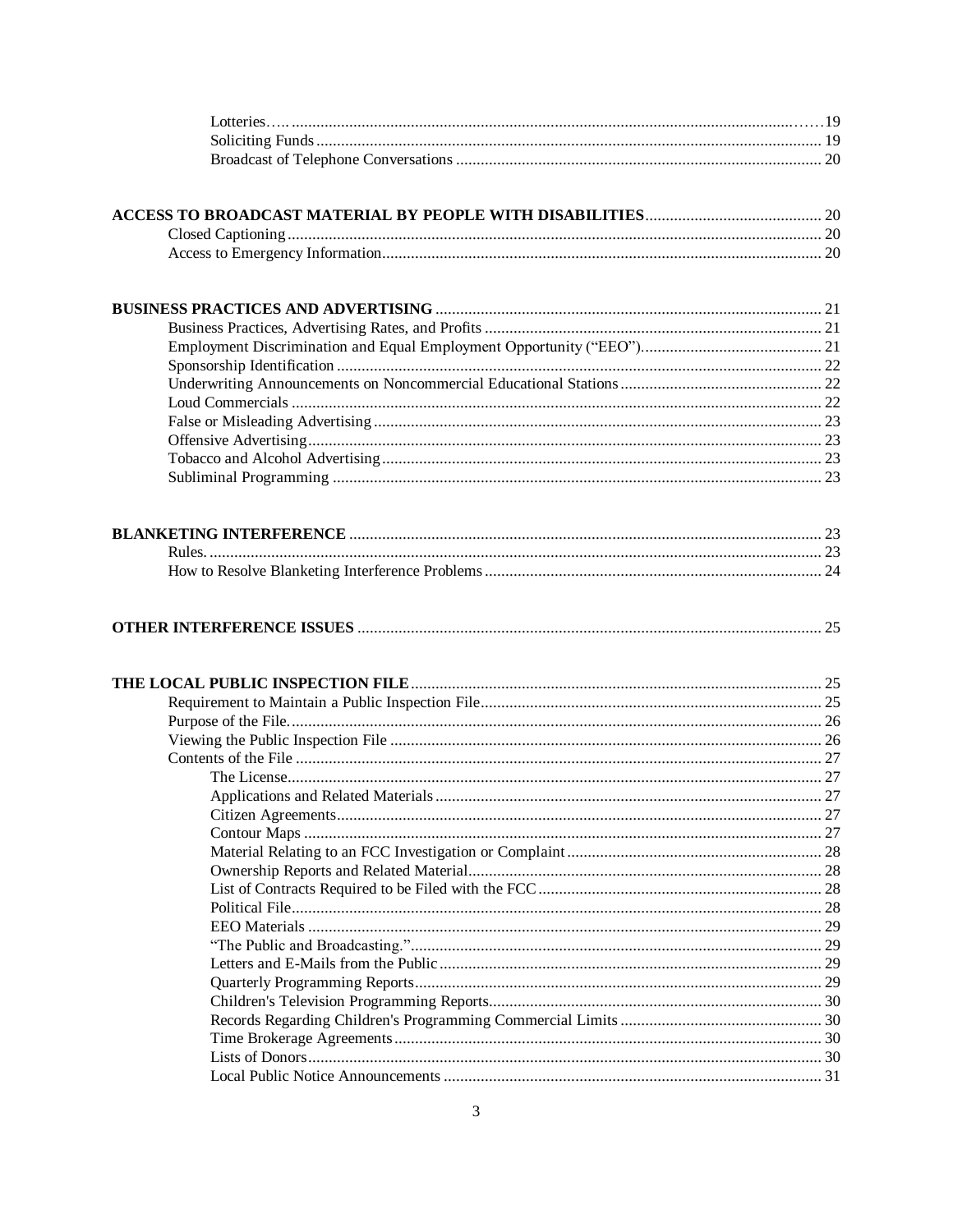| | |
|---|---|
| Lotteries | 19 |
| Soliciting Funds | 19 |
| Broadcast of Telephone Conversations | 20 |
| **ACCESS TO BROADCAST MATERIAL BY PEOPLE WITH DISABILITIES** | 20 |
| Closed Captioning | 20 |
| Access to Emergency Information | 20 |
| **BUSINESS PRACTICES AND ADVERTISING** | 21 |
| Business Practices, Advertising Rates, and Profits | 21 |
| Employment Discrimination and Equal Employment Opportunity ("EEO") | 21 |
| Sponsorship Identification | 22 |
| Underwriting Announcements on Noncommercial Educational Stations | 22 |
| Loud Commercials | 22 |
| False or Misleading Advertising | 23 |
| Offensive Advertising | 23 |
| Tobacco and Alcohol Advertising | 23 |
| Subliminal Programming | 23 |
| **BLANKETING INTERFERENCE** | 23 |
| Rules. | 23 |
| How to Resolve Blanketing Interference Problems | 24 |
| **OTHER INTERFERENCE ISSUES** | 25 |
| **THE LOCAL PUBLIC INSPECTION FILE** | 25 |
| Requirement to Maintain a Public Inspection File | 25 |
| Purpose of the File. | 26 |
| Viewing the Public Inspection File | 26 |
| Contents of the File | 27 |
| The License | 27 |
| Applications and Related Materials | 27 |
| Citizen Agreements | 27 |
| Contour Maps | 27 |
| Material Relating to an FCC Investigation or Complaint | 28 |
| Ownership Reports and Related Material | 28 |
| List of Contracts Required to be Filed with the FCC | 28 |
| Political File | 28 |
| EEO Materials | 29 |
| "The Public and Broadcasting." | 29 |
| Letters and E-Mails from the Public | 29 |
| Quarterly Programming Reports | 29 |
| Children's Television Programming Reports | 30 |
| Records Regarding Children's Programming Commercial Limits | 30 |
| Time Brokerage Agreements | 30 |
| Lists of Donors | 30 |
| Local Public Notice Announcements | 31 |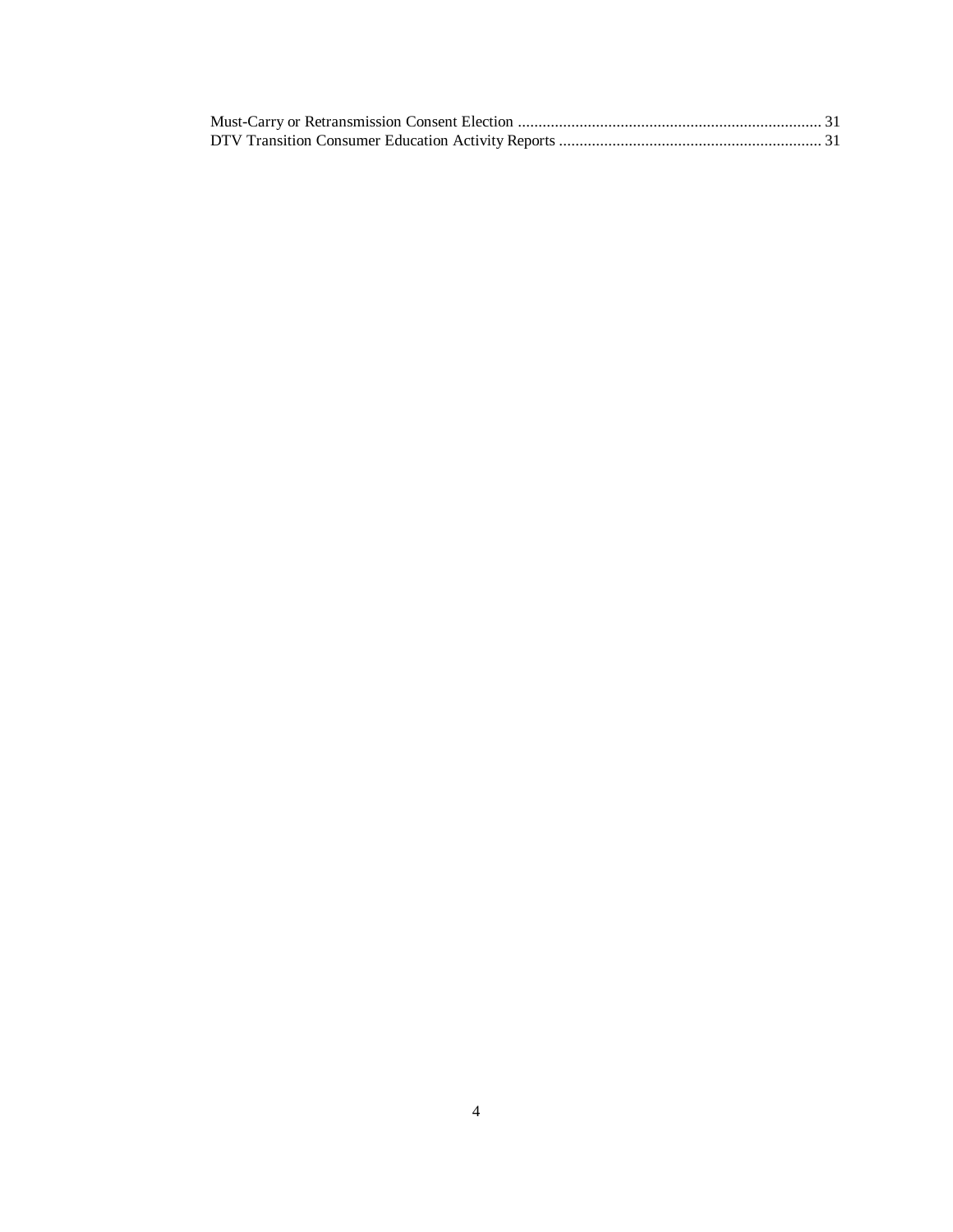Must-Carry or Retransmission Consent Election ........................................................................ 31
DTV Transition Consumer Education Activity Reports ............................................................... 31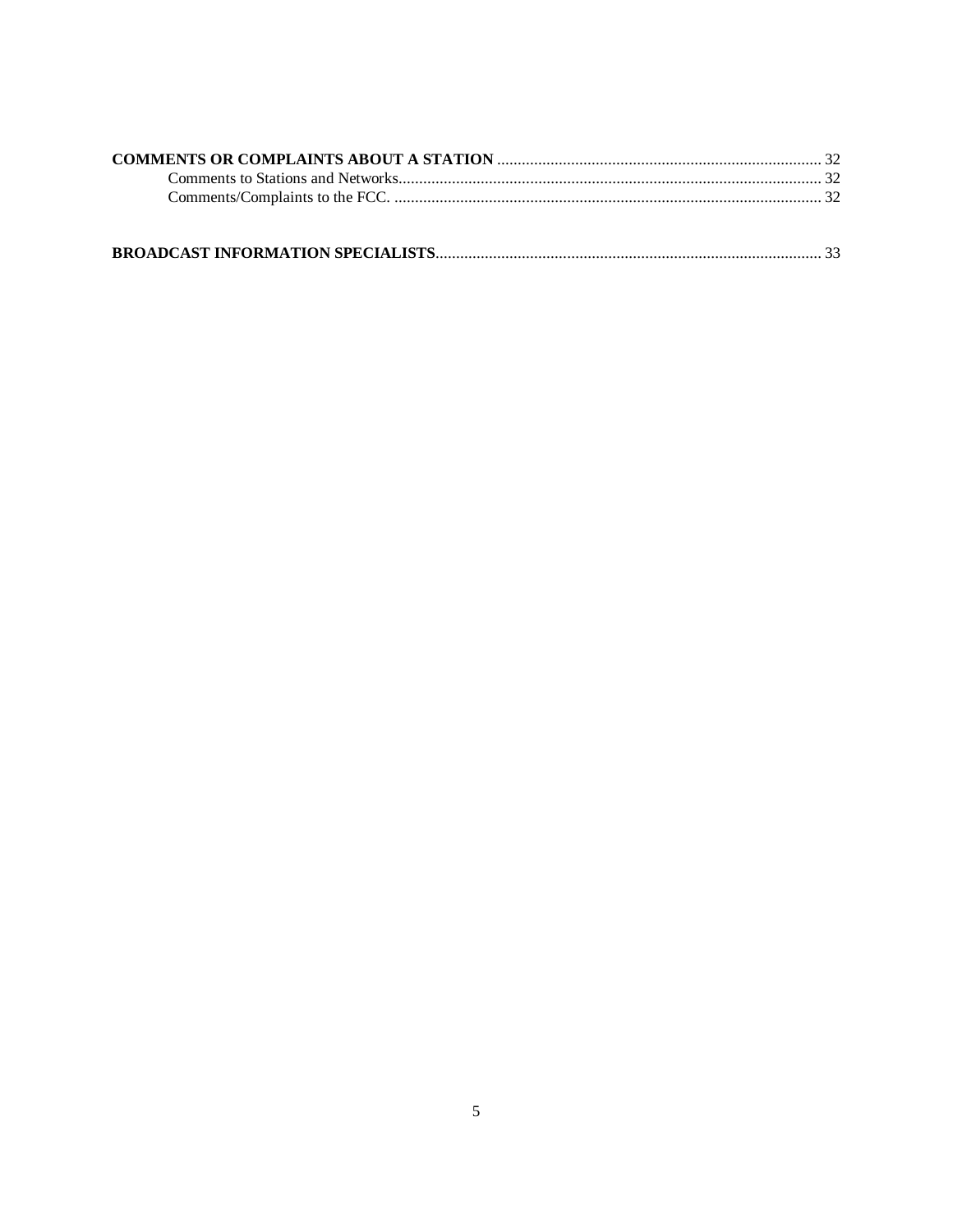**COMMENTS OR COMPLAINTS ABOUT A STATION** .................................................................................. 32

Comments to Stations and Networks........................................................................................................ 32

Comments/Complaints to the FCC. ......................................................................................................... 32

**BROADCAST INFORMATION SPECIALISTS**.............................................................................................. 33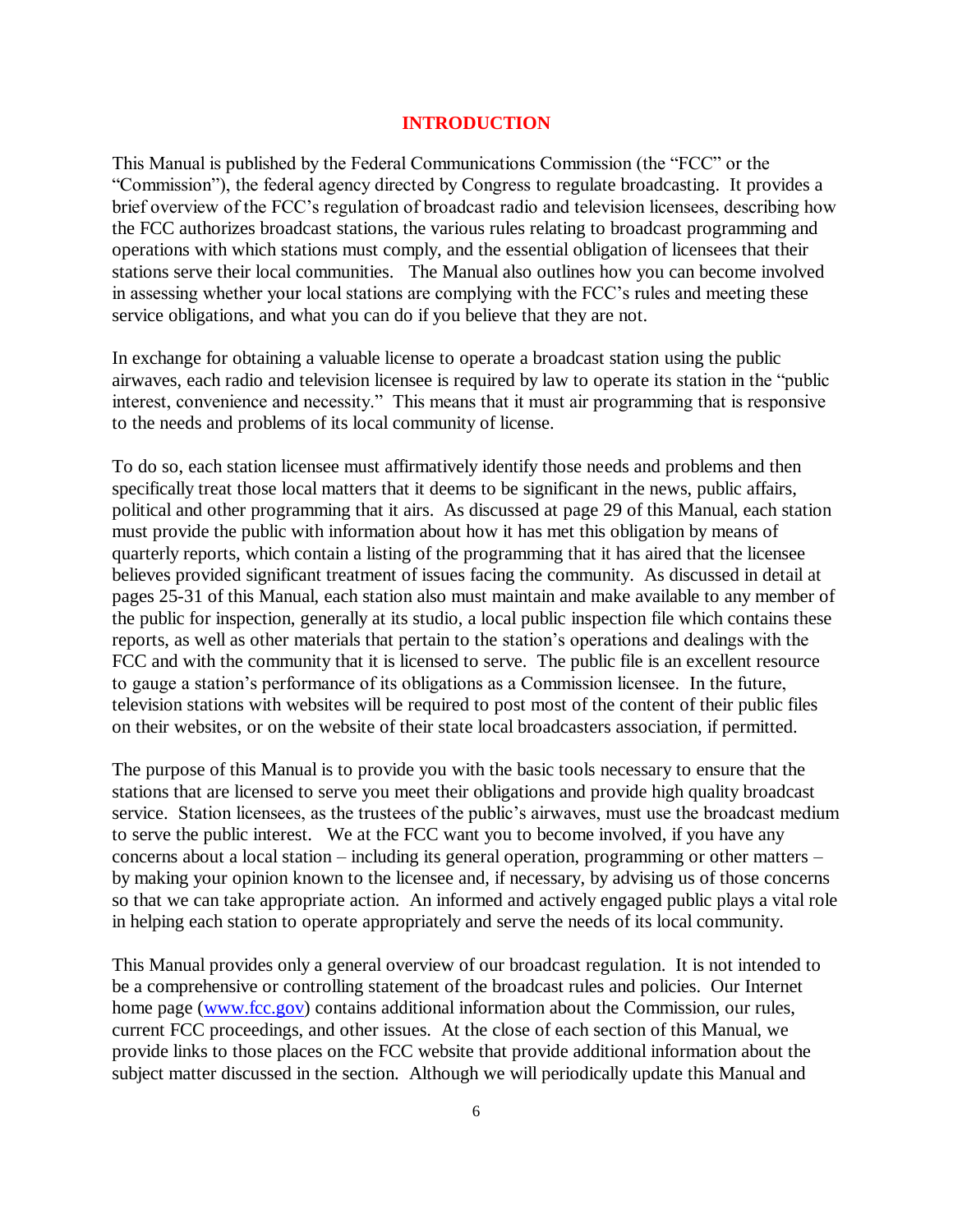# INTRODUCTION

This Manual is published by the Federal Communications Commission (the "FCC" or the "Commission"), the federal agency directed by Congress to regulate broadcasting. It provides a brief overview of the FCC's regulation of broadcast radio and television licensees, describing how the FCC authorizes broadcast stations, the various rules relating to broadcast programming and operations with which stations must comply, and the essential obligation of licensees that their stations serve their local communities. The Manual also outlines how you can become involved in assessing whether your local stations are complying with the FCC's rules and meeting these service obligations, and what you can do if you believe that they are not.

In exchange for obtaining a valuable license to operate a broadcast station using the public airwaves, each radio and television licensee is required by law to operate its station in the "public interest, convenience and necessity." This means that it must air programming that is responsive to the needs and problems of its local community of license.

To do so, each station licensee must affirmatively identify those needs and problems and then specifically treat those local matters that it deems to be significant in the news, public affairs, political and other programming that it airs. As discussed at page 29 of this Manual, each station must provide the public with information about how it has met this obligation by means of quarterly reports, which contain a listing of the programming that it has aired that the licensee believes provided significant treatment of issues facing the community. As discussed in detail at pages 25-31 of this Manual, each station also must maintain and make available to any member of the public for inspection, generally at its studio, a local public inspection file which contains these reports, as well as other materials that pertain to the station's operations and dealings with the FCC and with the community that it is licensed to serve. The public file is an excellent resource to gauge a station's performance of its obligations as a Commission licensee. In the future, television stations with websites will be required to post most of the content of their public files on their websites, or on the website of their state local broadcasters association, if permitted.

The purpose of this Manual is to provide you with the basic tools necessary to ensure that the stations that are licensed to serve you meet their obligations and provide high quality broadcast service. Station licensees, as the trustees of the public's airwaves, must use the broadcast medium to serve the public interest. We at the FCC want you to become involved, if you have any concerns about a local station – including its general operation, programming or other matters – by making your opinion known to the licensee and, if necessary, by advising us of those concerns so that we can take appropriate action. An informed and actively engaged public plays a vital role in helping each station to operate appropriately and serve the needs of its local community.

This Manual provides only a general overview of our broadcast regulation. It is not intended to be a comprehensive or controlling statement of the broadcast rules and policies. Our Internet home page (www.fcc.gov) contains additional information about the Commission, our rules, current FCC proceedings, and other issues. At the close of each section of this Manual, we provide links to those places on the FCC website that provide additional information about the subject matter discussed in the section. Although we will periodically update this Manual and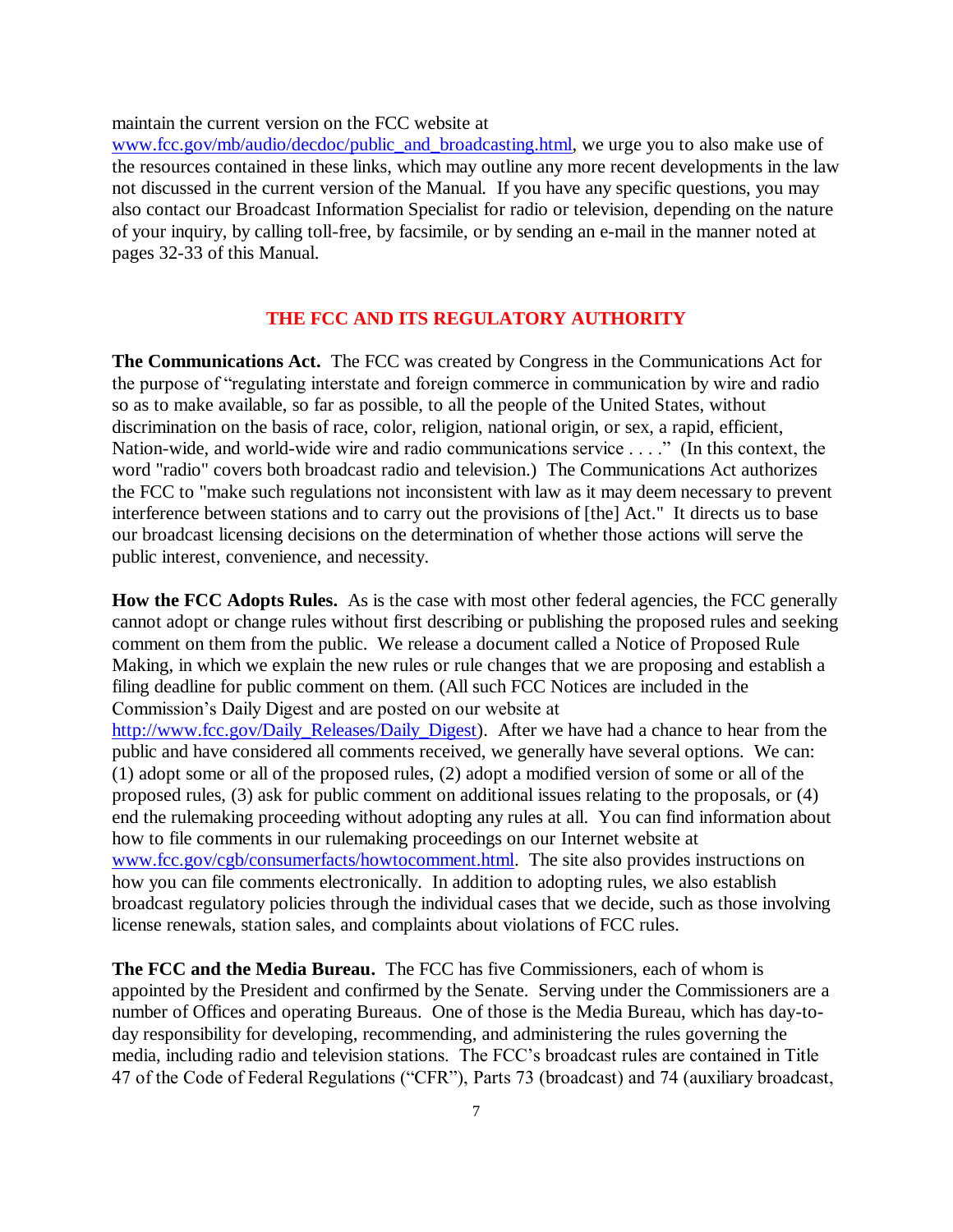maintain the current version on the FCC website at www.fcc.gov/mb/audio/decdoc/public_and_broadcasting.html, we urge you to also make use of the resources contained in these links, which may outline any more recent developments in the law not discussed in the current version of the Manual. If you have any specific questions, you may also contact our Broadcast Information Specialist for radio or television, depending on the nature of your inquiry, by calling toll-free, by facsimile, or by sending an e-mail in the manner noted at pages 32-33 of this Manual.

## THE FCC AND ITS REGULATORY AUTHORITY

**The Communications Act.** The FCC was created by Congress in the Communications Act for the purpose of "regulating interstate and foreign commerce in communication by wire and radio so as to make available, so far as possible, to all the people of the United States, without discrimination on the basis of race, color, religion, national origin, or sex, a rapid, efficient, Nation-wide, and world-wide wire and radio communications service . . . ." (In this context, the word "radio" covers both broadcast radio and television.) The Communications Act authorizes the FCC to "make such regulations not inconsistent with law as it may deem necessary to prevent interference between stations and to carry out the provisions of [the] Act." It directs us to base our broadcast licensing decisions on the determination of whether those actions will serve the public interest, convenience, and necessity.

**How the FCC Adopts Rules.** As is the case with most other federal agencies, the FCC generally cannot adopt or change rules without first describing or publishing the proposed rules and seeking comment on them from the public. We release a document called a Notice of Proposed Rule Making, in which we explain the new rules or rule changes that we are proposing and establish a filing deadline for public comment on them. (All such FCC Notices are included in the Commission's Daily Digest and are posted on our website at http://www.fcc.gov/Daily_Releases/Daily_Digest). After we have had a chance to hear from the public and have considered all comments received, we generally have several options. We can: (1) adopt some or all of the proposed rules, (2) adopt a modified version of some or all of the proposed rules, (3) ask for public comment on additional issues relating to the proposals, or (4) end the rulemaking proceeding without adopting any rules at all. You can find information about how to file comments in our rulemaking proceedings on our Internet website at www.fcc.gov/cgb/consumerfacts/howtocomment.html. The site also provides instructions on how you can file comments electronically. In addition to adopting rules, we also establish broadcast regulatory policies through the individual cases that we decide, such as those involving license renewals, station sales, and complaints about violations of FCC rules.

**The FCC and the Media Bureau.** The FCC has five Commissioners, each of whom is appointed by the President and confirmed by the Senate. Serving under the Commissioners are a number of Offices and operating Bureaus. One of those is the Media Bureau, which has day-to-day responsibility for developing, recommending, and administering the rules governing the media, including radio and television stations. The FCC's broadcast rules are contained in Title 47 of the Code of Federal Regulations ("CFR"), Parts 73 (broadcast) and 74 (auxiliary broadcast,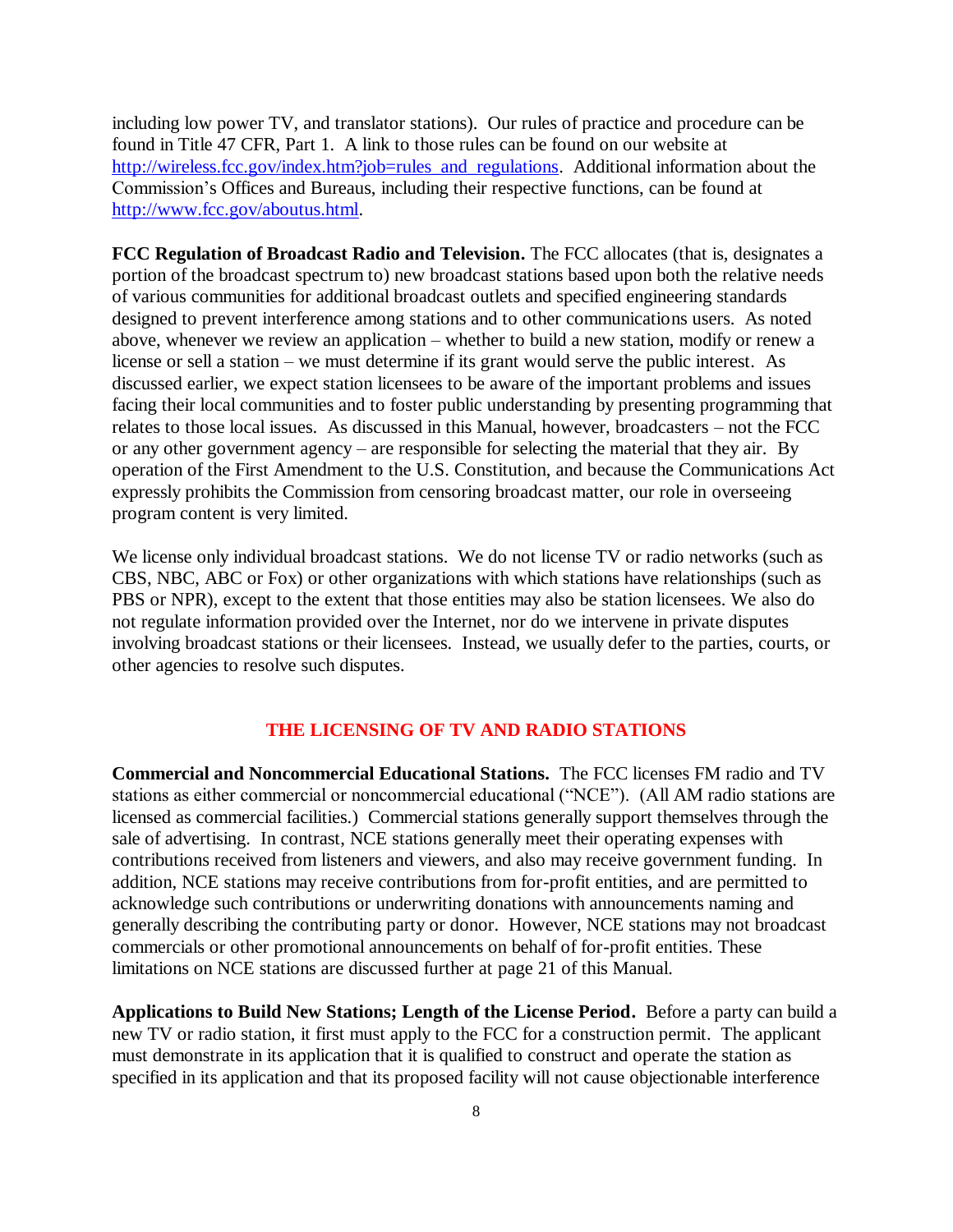including low power TV, and translator stations). Our rules of practice and procedure can be found in Title 47 CFR, Part 1. A link to those rules can be found on our website at [http://wireless.fcc.gov/index.htm?job=rules_and_regulations](http://wireless.fcc.gov/index.htm?job=rules_and_regulations). Additional information about the Commission's Offices and Bureaus, including their respective functions, can be found at [http://www.fcc.gov/aboutus.html](http://www.fcc.gov/aboutus.html).

**FCC Regulation of Broadcast Radio and Television.** The FCC allocates (that is, designates a portion of the broadcast spectrum to) new broadcast stations based upon both the relative needs of various communities for additional broadcast outlets and specified engineering standards designed to prevent interference among stations and to other communications users. As noted above, whenever we review an application – whether to build a new station, modify or renew a license or sell a station – we must determine if its grant would serve the public interest. As discussed earlier, we expect station licensees to be aware of the important problems and issues facing their local communities and to foster public understanding by presenting programming that relates to those local issues. As discussed in this Manual, however, broadcasters – not the FCC or any other government agency – are responsible for selecting the material that they air. By operation of the First Amendment to the U.S. Constitution, and because the Communications Act expressly prohibits the Commission from censoring broadcast matter, our role in overseeing program content is very limited.

We license only individual broadcast stations. We do not license TV or radio networks (such as CBS, NBC, ABC or Fox) or other organizations with which stations have relationships (such as PBS or NPR), except to the extent that those entities may also be station licensees. We also do not regulate information provided over the Internet, nor do we intervene in private disputes involving broadcast stations or their licensees. Instead, we usually defer to the parties, courts, or other agencies to resolve such disputes.

## THE LICENSING OF TV AND RADIO STATIONS

**Commercial and Noncommercial Educational Stations.** The FCC licenses FM radio and TV stations as either commercial or noncommercial educational ("NCE"). (All AM radio stations are licensed as commercial facilities.) Commercial stations generally support themselves through the sale of advertising. In contrast, NCE stations generally meet their operating expenses with contributions received from listeners and viewers, and also may receive government funding. In addition, NCE stations may receive contributions from for-profit entities, and are permitted to acknowledge such contributions or underwriting donations with announcements naming and generally describing the contributing party or donor. However, NCE stations may not broadcast commercials or other promotional announcements on behalf of for-profit entities. These limitations on NCE stations are discussed further at page 21 of this Manual.

**Applications to Build New Stations; Length of the License Period.** Before a party can build a new TV or radio station, it first must apply to the FCC for a construction permit. The applicant must demonstrate in its application that it is qualified to construct and operate the station as specified in its application and that its proposed facility will not cause objectionable interference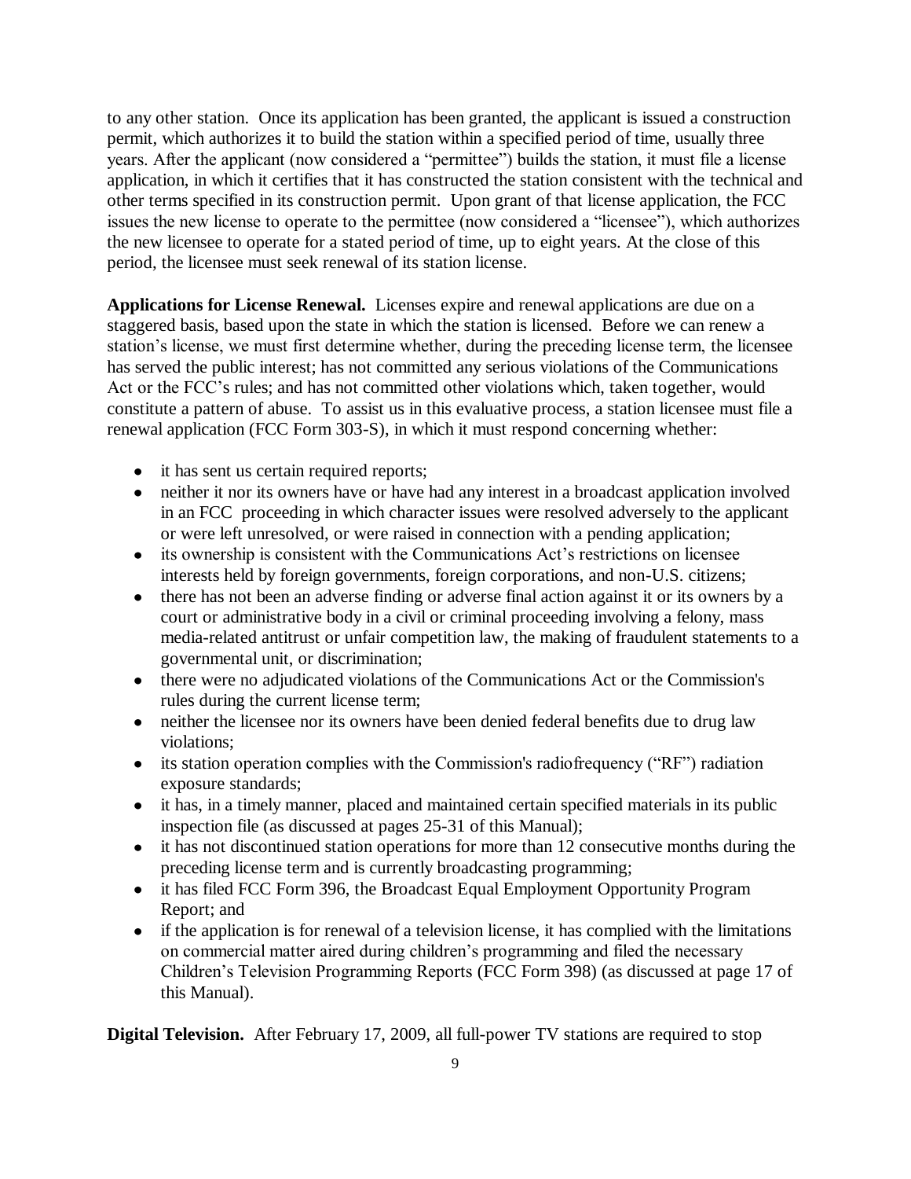to any other station. Once its application has been granted, the applicant is issued a construction permit, which authorizes it to build the station within a specified period of time, usually three years. After the applicant (now considered a "permittee") builds the station, it must file a license application, in which it certifies that it has constructed the station consistent with the technical and other terms specified in its construction permit. Upon grant of that license application, the FCC issues the new license to operate to the permittee (now considered a "licensee"), which authorizes the new licensee to operate for a stated period of time, up to eight years. At the close of this period, the licensee must seek renewal of its station license.

**Applications for License Renewal.** Licenses expire and renewal applications are due on a staggered basis, based upon the state in which the station is licensed. Before we can renew a station's license, we must first determine whether, during the preceding license term, the licensee has served the public interest; has not committed any serious violations of the Communications Act or the FCC's rules; and has not committed other violations which, taken together, would constitute a pattern of abuse. To assist us in this evaluative process, a station licensee must file a renewal application (FCC Form 303-S), in which it must respond concerning whether:

- it has sent us certain required reports;
- neither it nor its owners have or have had any interest in a broadcast application involved in an FCC proceeding in which character issues were resolved adversely to the applicant or were left unresolved, or were raised in connection with a pending application;
- its ownership is consistent with the Communications Act's restrictions on licensee interests held by foreign governments, foreign corporations, and non-U.S. citizens;
- there has not been an adverse finding or adverse final action against it or its owners by a court or administrative body in a civil or criminal proceeding involving a felony, mass media-related antitrust or unfair competition law, the making of fraudulent statements to a governmental unit, or discrimination;
- there were no adjudicated violations of the Communications Act or the Commission's rules during the current license term;
- neither the licensee nor its owners have been denied federal benefits due to drug law violations;
- its station operation complies with the Commission's radiofrequency ("RF") radiation exposure standards;
- it has, in a timely manner, placed and maintained certain specified materials in its public inspection file (as discussed at pages 25-31 of this Manual);
- it has not discontinued station operations for more than 12 consecutive months during the preceding license term and is currently broadcasting programming;
- it has filed FCC Form 396, the Broadcast Equal Employment Opportunity Program Report; and
- if the application is for renewal of a television license, it has complied with the limitations on commercial matter aired during children's programming and filed the necessary Children's Television Programming Reports (FCC Form 398) (as discussed at page 17 of this Manual).

**Digital Television.** After February 17, 2009, all full-power TV stations are required to stop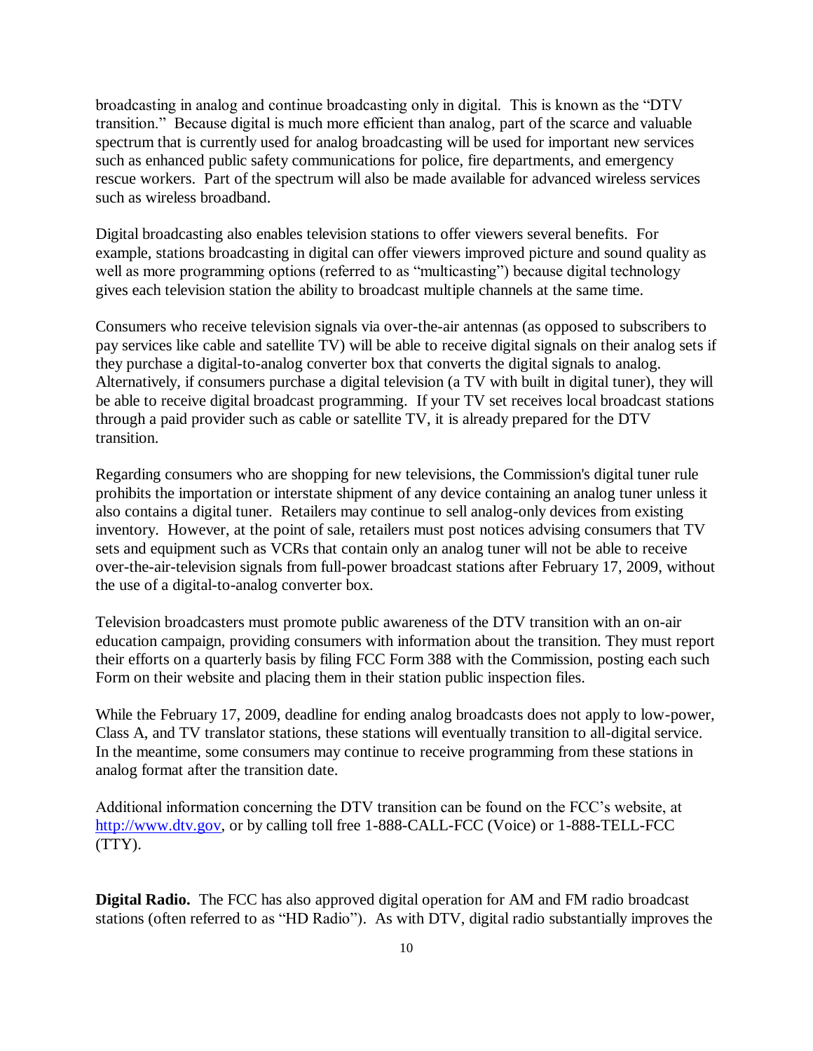broadcasting in analog and continue broadcasting only in digital. This is known as the "DTV transition." Because digital is much more efficient than analog, part of the scarce and valuable spectrum that is currently used for analog broadcasting will be used for important new services such as enhanced public safety communications for police, fire departments, and emergency rescue workers. Part of the spectrum will also be made available for advanced wireless services such as wireless broadband.

Digital broadcasting also enables television stations to offer viewers several benefits. For example, stations broadcasting in digital can offer viewers improved picture and sound quality as well as more programming options (referred to as "multicasting") because digital technology gives each television station the ability to broadcast multiple channels at the same time.

Consumers who receive television signals via over-the-air antennas (as opposed to subscribers to pay services like cable and satellite TV) will be able to receive digital signals on their analog sets if they purchase a digital-to-analog converter box that converts the digital signals to analog. Alternatively, if consumers purchase a digital television (a TV with built in digital tuner), they will be able to receive digital broadcast programming. If your TV set receives local broadcast stations through a paid provider such as cable or satellite TV, it is already prepared for the DTV transition.

Regarding consumers who are shopping for new televisions, the Commission's digital tuner rule prohibits the importation or interstate shipment of any device containing an analog tuner unless it also contains a digital tuner. Retailers may continue to sell analog-only devices from existing inventory. However, at the point of sale, retailers must post notices advising consumers that TV sets and equipment such as VCRs that contain only an analog tuner will not be able to receive over-the-air-television signals from full-power broadcast stations after February 17, 2009, without the use of a digital-to-analog converter box.

Television broadcasters must promote public awareness of the DTV transition with an on-air education campaign, providing consumers with information about the transition. They must report their efforts on a quarterly basis by filing FCC Form 388 with the Commission, posting each such Form on their website and placing them in their station public inspection files.

While the February 17, 2009, deadline for ending analog broadcasts does not apply to low-power, Class A, and TV translator stations, these stations will eventually transition to all-digital service. In the meantime, some consumers may continue to receive programming from these stations in analog format after the transition date.

Additional information concerning the DTV transition can be found on the FCC's website, at [http://www.dtv.gov](http://www.dtv.gov), or by calling toll free 1-888-CALL-FCC (Voice) or 1-888-TELL-FCC (TTY).

**Digital Radio.** The FCC has also approved digital operation for AM and FM radio broadcast stations (often referred to as "HD Radio"). As with DTV, digital radio substantially improves the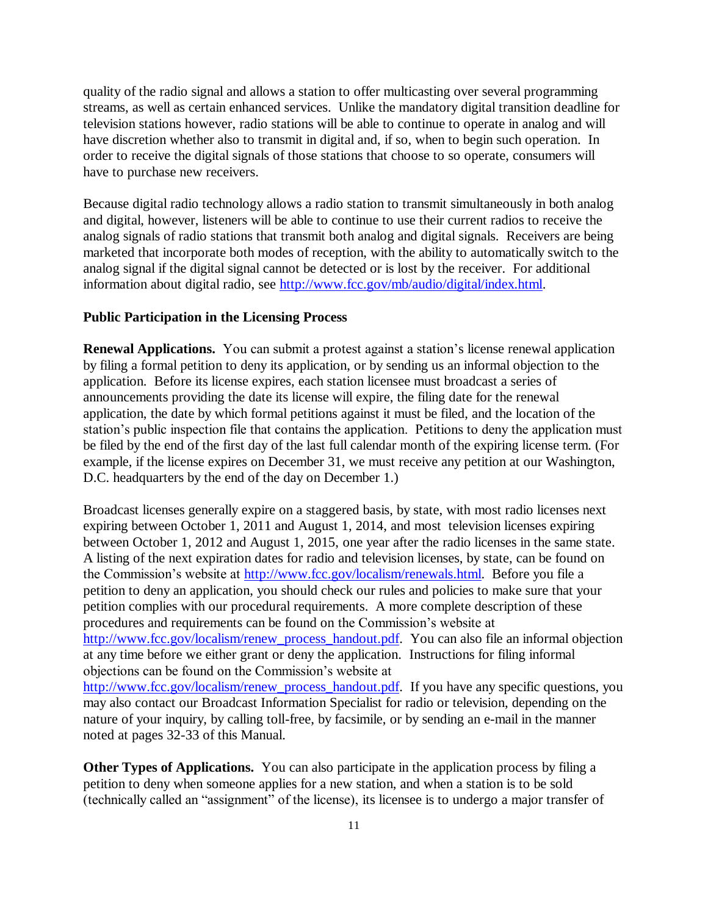quality of the radio signal and allows a station to offer multicasting over several programming streams, as well as certain enhanced services. Unlike the mandatory digital transition deadline for television stations however, radio stations will be able to continue to operate in analog and will have discretion whether also to transmit in digital and, if so, when to begin such operation. In order to receive the digital signals of those stations that choose to so operate, consumers will have to purchase new receivers.

Because digital radio technology allows a radio station to transmit simultaneously in both analog and digital, however, listeners will be able to continue to use their current radios to receive the analog signals of radio stations that transmit both analog and digital signals. Receivers are being marketed that incorporate both modes of reception, with the ability to automatically switch to the analog signal if the digital signal cannot be detected or is lost by the receiver. For additional information about digital radio, see [http://www.fcc.gov/mb/audio/digital/index.html](http://www.fcc.gov/mb/audio/digital/index.html).

## Public Participation in the Licensing Process

**Renewal Applications.** You can submit a protest against a station's license renewal application by filing a formal petition to deny its application, or by sending us an informal objection to the application. Before its license expires, each station licensee must broadcast a series of announcements providing the date its license will expire, the filing date for the renewal application, the date by which formal petitions against it must be filed, and the location of the station's public inspection file that contains the application. Petitions to deny the application must be filed by the end of the first day of the last full calendar month of the expiring license term. (For example, if the license expires on December 31, we must receive any petition at our Washington, D.C. headquarters by the end of the day on December 1.)

Broadcast licenses generally expire on a staggered basis, by state, with most radio licenses next expiring between October 1, 2011 and August 1, 2014, and most television licenses expiring between October 1, 2012 and August 1, 2015, one year after the radio licenses in the same state. A listing of the next expiration dates for radio and television licenses, by state, can be found on the Commission's website at [http://www.fcc.gov/localism/renewals.html](http://www.fcc.gov/localism/renewals.html). Before you file a petition to deny an application, you should check our rules and policies to make sure that your petition complies with our procedural requirements. A more complete description of these procedures and requirements can be found on the Commission's website at [http://www.fcc.gov/localism/renew_process_handout.pdf](http://www.fcc.gov/localism/renew_process_handout.pdf). You can also file an informal objection at any time before we either grant or deny the application. Instructions for filing informal objections can be found on the Commission's website at [http://www.fcc.gov/localism/renew_process_handout.pdf](http://www.fcc.gov/localism/renew_process_handout.pdf). If you have any specific questions, you may also contact our Broadcast Information Specialist for radio or television, depending on the nature of your inquiry, by calling toll-free, by facsimile, or by sending an e-mail in the manner noted at pages 32-33 of this Manual.

**Other Types of Applications.** You can also participate in the application process by filing a petition to deny when someone applies for a new station, and when a station is to be sold (technically called an "assignment" of the license), its licensee is to undergo a major transfer of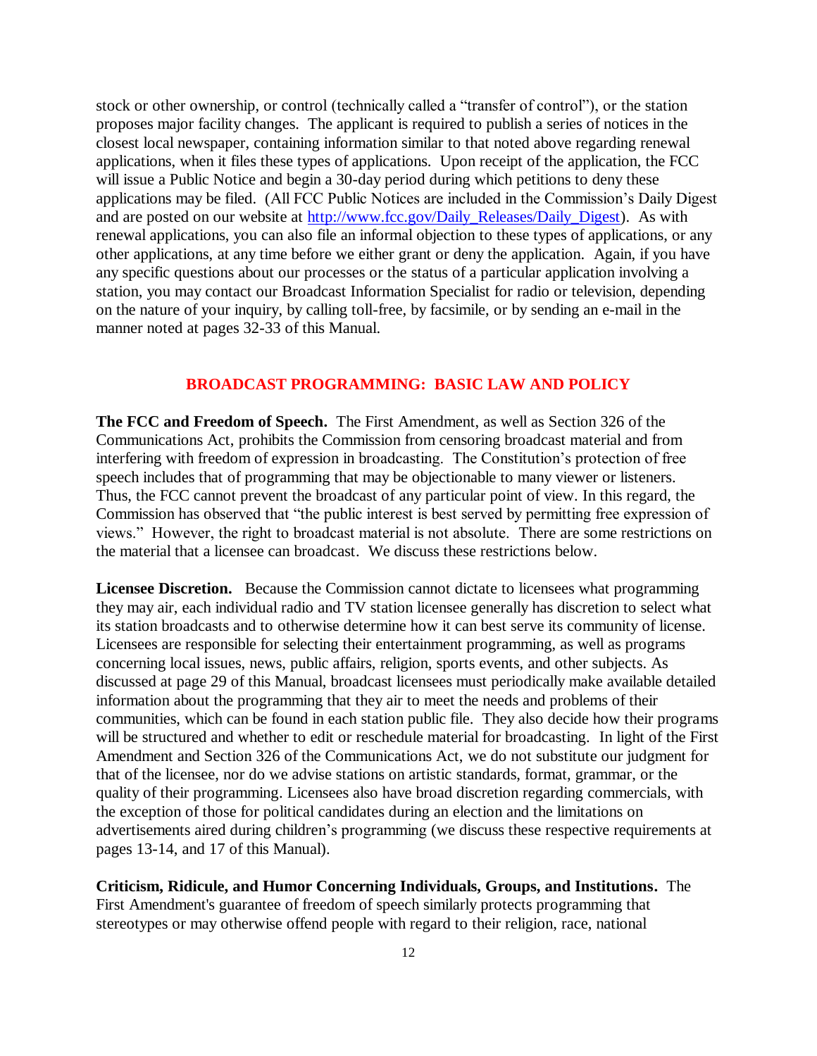stock or other ownership, or control (technically called a "transfer of control"), or the station proposes major facility changes. The applicant is required to publish a series of notices in the closest local newspaper, containing information similar to that noted above regarding renewal applications, when it files these types of applications. Upon receipt of the application, the FCC will issue a Public Notice and begin a 30-day period during which petitions to deny these applications may be filed. (All FCC Public Notices are included in the Commission's Daily Digest and are posted on our website at http://www.fcc.gov/Daily_Releases/Daily_Digest). As with renewal applications, you can also file an informal objection to these types of applications, or any other applications, at any time before we either grant or deny the application. Again, if you have any specific questions about our processes or the status of a particular application involving a station, you may contact our Broadcast Information Specialist for radio or television, depending on the nature of your inquiry, by calling toll-free, by facsimile, or by sending an e-mail in the manner noted at pages 32-33 of this Manual.

## BROADCAST PROGRAMMING: BASIC LAW AND POLICY

**The FCC and Freedom of Speech.** The First Amendment, as well as Section 326 of the Communications Act, prohibits the Commission from censoring broadcast material and from interfering with freedom of expression in broadcasting. The Constitution's protection of free speech includes that of programming that may be objectionable to many viewer or listeners. Thus, the FCC cannot prevent the broadcast of any particular point of view. In this regard, the Commission has observed that "the public interest is best served by permitting free expression of views." However, the right to broadcast material is not absolute. There are some restrictions on the material that a licensee can broadcast. We discuss these restrictions below.

**Licensee Discretion.** Because the Commission cannot dictate to licensees what programming they may air, each individual radio and TV station licensee generally has discretion to select what its station broadcasts and to otherwise determine how it can best serve its community of license. Licensees are responsible for selecting their entertainment programming, as well as programs concerning local issues, news, public affairs, religion, sports events, and other subjects. As discussed at page 29 of this Manual, broadcast licensees must periodically make available detailed information about the programming that they air to meet the needs and problems of their communities, which can be found in each station public file. They also decide how their programs will be structured and whether to edit or reschedule material for broadcasting. In light of the First Amendment and Section 326 of the Communications Act, we do not substitute our judgment for that of the licensee, nor do we advise stations on artistic standards, format, grammar, or the quality of their programming. Licensees also have broad discretion regarding commercials, with the exception of those for political candidates during an election and the limitations on advertisements aired during children's programming (we discuss these respective requirements at pages 13-14, and 17 of this Manual).

**Criticism, Ridicule, and Humor Concerning Individuals, Groups, and Institutions.** The First Amendment's guarantee of freedom of speech similarly protects programming that stereotypes or may otherwise offend people with regard to their religion, race, national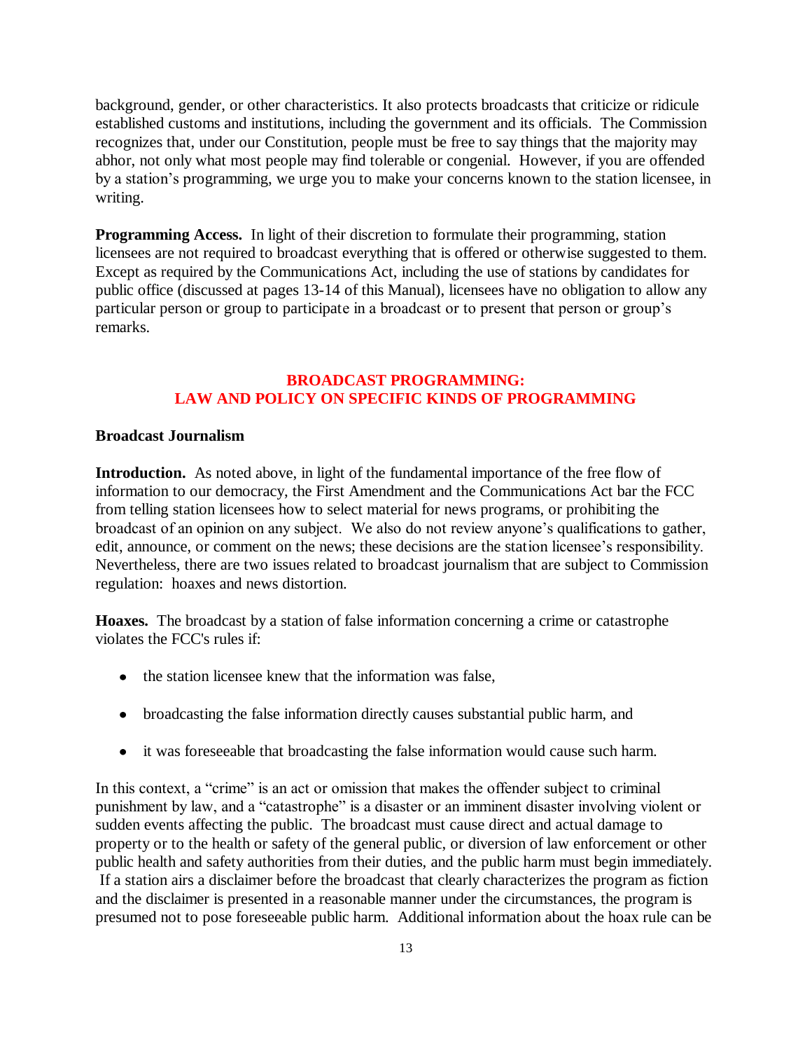background, gender, or other characteristics. It also protects broadcasts that criticize or ridicule established customs and institutions, including the government and its officials. The Commission recognizes that, under our Constitution, people must be free to say things that the majority may abhor, not only what most people may find tolerable or congenial. However, if you are offended by a station's programming, we urge you to make your concerns known to the station licensee, in writing.

**Programming Access.** In light of their discretion to formulate their programming, station licensees are not required to broadcast everything that is offered or otherwise suggested to them. Except as required by the Communications Act, including the use of stations by candidates for public office (discussed at pages 13-14 of this Manual), licensees have no obligation to allow any particular person or group to participate in a broadcast or to present that person or group's remarks.

## BROADCAST PROGRAMMING: LAW AND POLICY ON SPECIFIC KINDS OF PROGRAMMING

### Broadcast Journalism

**Introduction.** As noted above, in light of the fundamental importance of the free flow of information to our democracy, the First Amendment and the Communications Act bar the FCC from telling station licensees how to select material for news programs, or prohibiting the broadcast of an opinion on any subject. We also do not review anyone's qualifications to gather, edit, announce, or comment on the news; these decisions are the station licensee's responsibility. Nevertheless, there are two issues related to broadcast journalism that are subject to Commission regulation: hoaxes and news distortion.

**Hoaxes.** The broadcast by a station of false information concerning a crime or catastrophe violates the FCC's rules if:

- the station licensee knew that the information was false,
- broadcasting the false information directly causes substantial public harm, and
- it was foreseeable that broadcasting the false information would cause such harm.

In this context, a "crime" is an act or omission that makes the offender subject to criminal punishment by law, and a "catastrophe" is a disaster or an imminent disaster involving violent or sudden events affecting the public. The broadcast must cause direct and actual damage to property or to the health or safety of the general public, or diversion of law enforcement or other public health and safety authorities from their duties, and the public harm must begin immediately. If a station airs a disclaimer before the broadcast that clearly characterizes the program as fiction and the disclaimer is presented in a reasonable manner under the circumstances, the program is presumed not to pose foreseeable public harm. Additional information about the hoax rule can be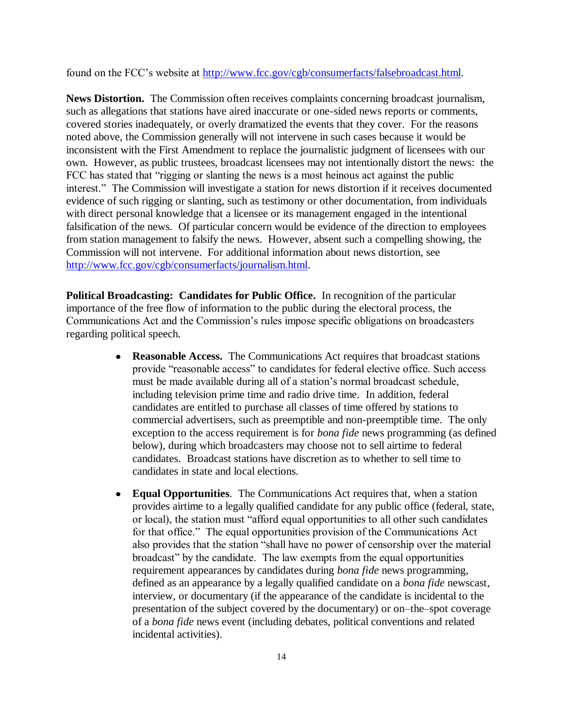found on the FCC's website at [http://www.fcc.gov/cgb/consumerfacts/falsebroadcast.html](http://www.fcc.gov/cgb/consumerfacts/falsebroadcast.html).

**News Distortion.** The Commission often receives complaints concerning broadcast journalism, such as allegations that stations have aired inaccurate or one-sided news reports or comments, covered stories inadequately, or overly dramatized the events that they cover. For the reasons noted above, the Commission generally will not intervene in such cases because it would be inconsistent with the First Amendment to replace the journalistic judgment of licensees with our own. However, as public trustees, broadcast licensees may not intentionally distort the news: the FCC has stated that "rigging or slanting the news is a most heinous act against the public interest." The Commission will investigate a station for news distortion if it receives documented evidence of such rigging or slanting, such as testimony or other documentation, from individuals with direct personal knowledge that a licensee or its management engaged in the intentional falsification of the news. Of particular concern would be evidence of the direction to employees from station management to falsify the news. However, absent such a compelling showing, the Commission will not intervene. For additional information about news distortion, see [http://www.fcc.gov/cgb/consumerfacts/journalism.html](http://www.fcc.gov/cgb/consumerfacts/journalism.html).

**Political Broadcasting: Candidates for Public Office.** In recognition of the particular importance of the free flow of information to the public during the electoral process, the Communications Act and the Commission's rules impose specific obligations on broadcasters regarding political speech.

- **Reasonable Access.** The Communications Act requires that broadcast stations provide "reasonable access" to candidates for federal elective office. Such access must be made available during all of a station's normal broadcast schedule, including television prime time and radio drive time. In addition, federal candidates are entitled to purchase all classes of time offered by stations to commercial advertisers, such as preemptible and non-preemptible time. The only exception to the access requirement is for *bona fide* news programming (as defined below), during which broadcasters may choose not to sell airtime to federal candidates. Broadcast stations have discretion as to whether to sell time to candidates in state and local elections.

- **Equal Opportunities**. The Communications Act requires that, when a station provides airtime to a legally qualified candidate for any public office (federal, state, or local), the station must "afford equal opportunities to all other such candidates for that office." The equal opportunities provision of the Communications Act also provides that the station "shall have no power of censorship over the material broadcast" by the candidate. The law exempts from the equal opportunities requirement appearances by candidates during *bona fide* news programming, defined as an appearance by a legally qualified candidate on a *bona fide* newscast, interview, or documentary (if the appearance of the candidate is incidental to the presentation of the subject covered by the documentary) or on–the–spot coverage of a *bona fide* news event (including debates, political conventions and related incidental activities).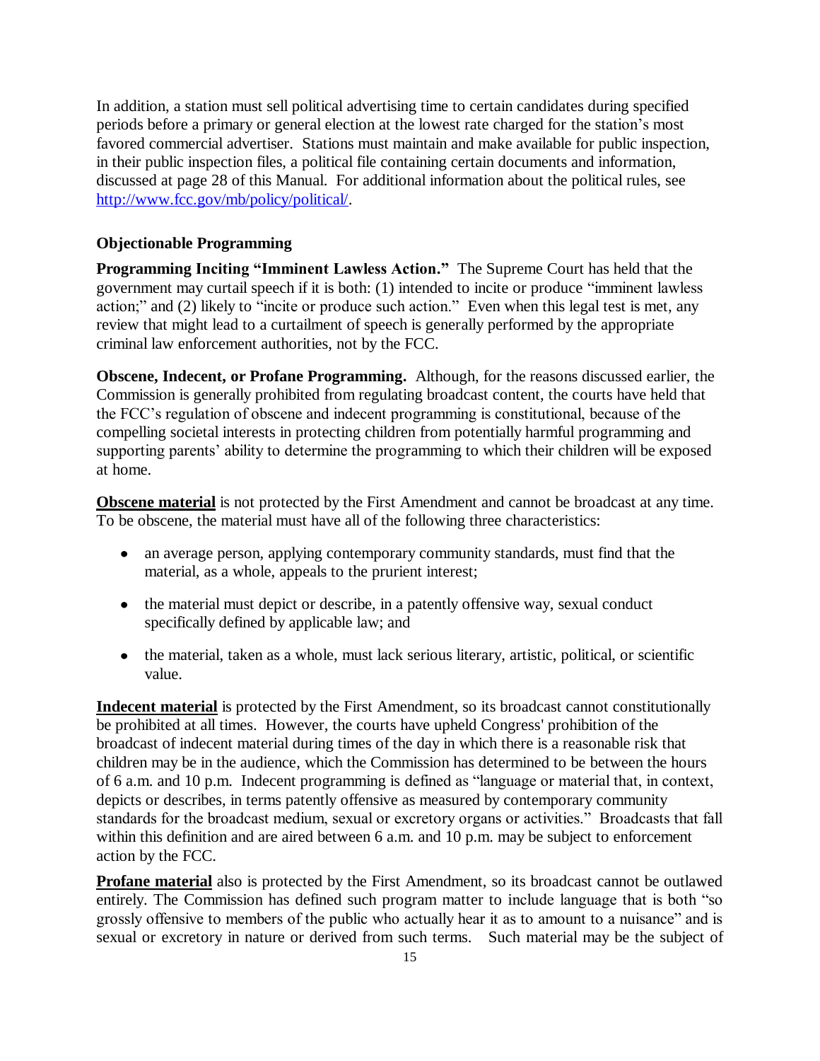In addition, a station must sell political advertising time to certain candidates during specified periods before a primary or general election at the lowest rate charged for the station's most favored commercial advertiser. Stations must maintain and make available for public inspection, in their public inspection files, a political file containing certain documents and information, discussed at page 28 of this Manual. For additional information about the political rules, see http://www.fcc.gov/mb/policy/political/.

### Objectionable Programming

**Programming Inciting "Imminent Lawless Action."** The Supreme Court has held that the government may curtail speech if it is both: (1) intended to incite or produce "imminent lawless action;" and (2) likely to "incite or produce such action." Even when this legal test is met, any review that might lead to a curtailment of speech is generally performed by the appropriate criminal law enforcement authorities, not by the FCC.

**Obscene, Indecent, or Profane Programming.** Although, for the reasons discussed earlier, the Commission is generally prohibited from regulating broadcast content, the courts have held that the FCC's regulation of obscene and indecent programming is constitutional, because of the compelling societal interests in protecting children from potentially harmful programming and supporting parents' ability to determine the programming to which their children will be exposed at home.

**Obscene material** is not protected by the First Amendment and cannot be broadcast at any time. To be obscene, the material must have all of the following three characteristics:

- an average person, applying contemporary community standards, must find that the material, as a whole, appeals to the prurient interest;
- the material must depict or describe, in a patently offensive way, sexual conduct specifically defined by applicable law; and
- the material, taken as a whole, must lack serious literary, artistic, political, or scientific value.

**Indecent material** is protected by the First Amendment, so its broadcast cannot constitutionally be prohibited at all times. However, the courts have upheld Congress' prohibition of the broadcast of indecent material during times of the day in which there is a reasonable risk that children may be in the audience, which the Commission has determined to be between the hours of 6 a.m. and 10 p.m. Indecent programming is defined as "language or material that, in context, depicts or describes, in terms patently offensive as measured by contemporary community standards for the broadcast medium, sexual or excretory organs or activities." Broadcasts that fall within this definition and are aired between 6 a.m. and 10 p.m. may be subject to enforcement action by the FCC.

**Profane material** also is protected by the First Amendment, so its broadcast cannot be outlawed entirely. The Commission has defined such program matter to include language that is both "so grossly offensive to members of the public who actually hear it as to amount to a nuisance" and is sexual or excretory in nature or derived from such terms. Such material may be the subject of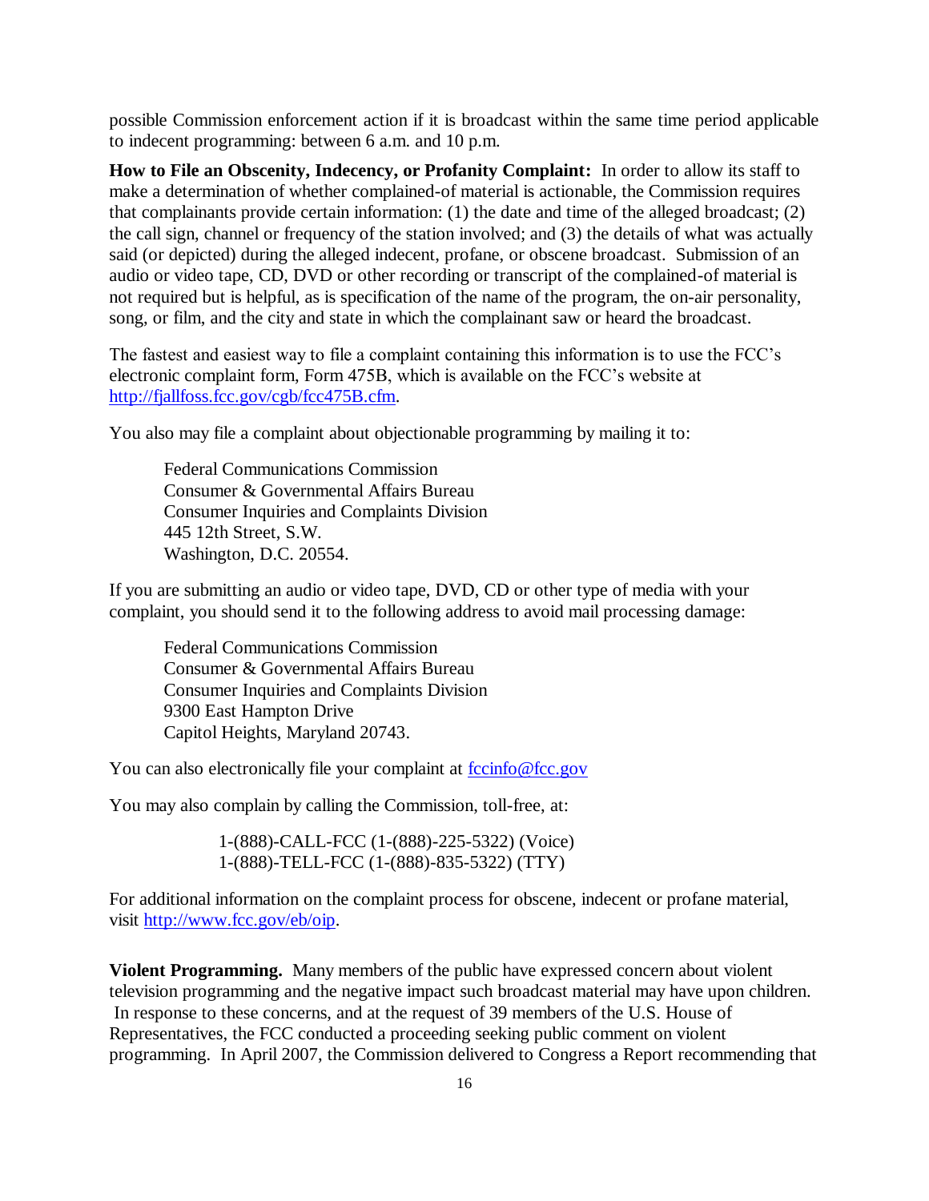possible Commission enforcement action if it is broadcast within the same time period applicable to indecent programming: between 6 a.m. and 10 p.m.

**How to File an Obscenity, Indecency, or Profanity Complaint:** In order to allow its staff to make a determination of whether complained-of material is actionable, the Commission requires that complainants provide certain information: (1) the date and time of the alleged broadcast; (2) the call sign, channel or frequency of the station involved; and (3) the details of what was actually said (or depicted) during the alleged indecent, profane, or obscene broadcast. Submission of an audio or video tape, CD, DVD or other recording or transcript of the complained-of material is not required but is helpful, as is specification of the name of the program, the on-air personality, song, or film, and the city and state in which the complainant saw or heard the broadcast.

The fastest and easiest way to file a complaint containing this information is to use the FCC's electronic complaint form, Form 475B, which is available on the FCC's website at http://fjallfoss.fcc.gov/cgb/fcc475B.cfm.

You also may file a complaint about objectionable programming by mailing it to:

> Federal Communications Commission
> Consumer & Governmental Affairs Bureau
> Consumer Inquiries and Complaints Division
> 445 12th Street, S.W.
> Washington, D.C. 20554.

If you are submitting an audio or video tape, DVD, CD or other type of media with your complaint, you should send it to the following address to avoid mail processing damage:

> Federal Communications Commission
> Consumer & Governmental Affairs Bureau
> Consumer Inquiries and Complaints Division
> 9300 East Hampton Drive
> Capitol Heights, Maryland 20743.

You can also electronically file your complaint at fccinfo@fcc.gov

You may also complain by calling the Commission, toll-free, at:

> 1-(888)-CALL-FCC (1-(888)-225-5322) (Voice)
> 1-(888)-TELL-FCC (1-(888)-835-5322) (TTY)

For additional information on the complaint process for obscene, indecent or profane material, visit http://www.fcc.gov/eb/oip.

**Violent Programming.** Many members of the public have expressed concern about violent television programming and the negative impact such broadcast material may have upon children. In response to these concerns, and at the request of 39 members of the U.S. House of Representatives, the FCC conducted a proceeding seeking public comment on violent programming. In April 2007, the Commission delivered to Congress a Report recommending that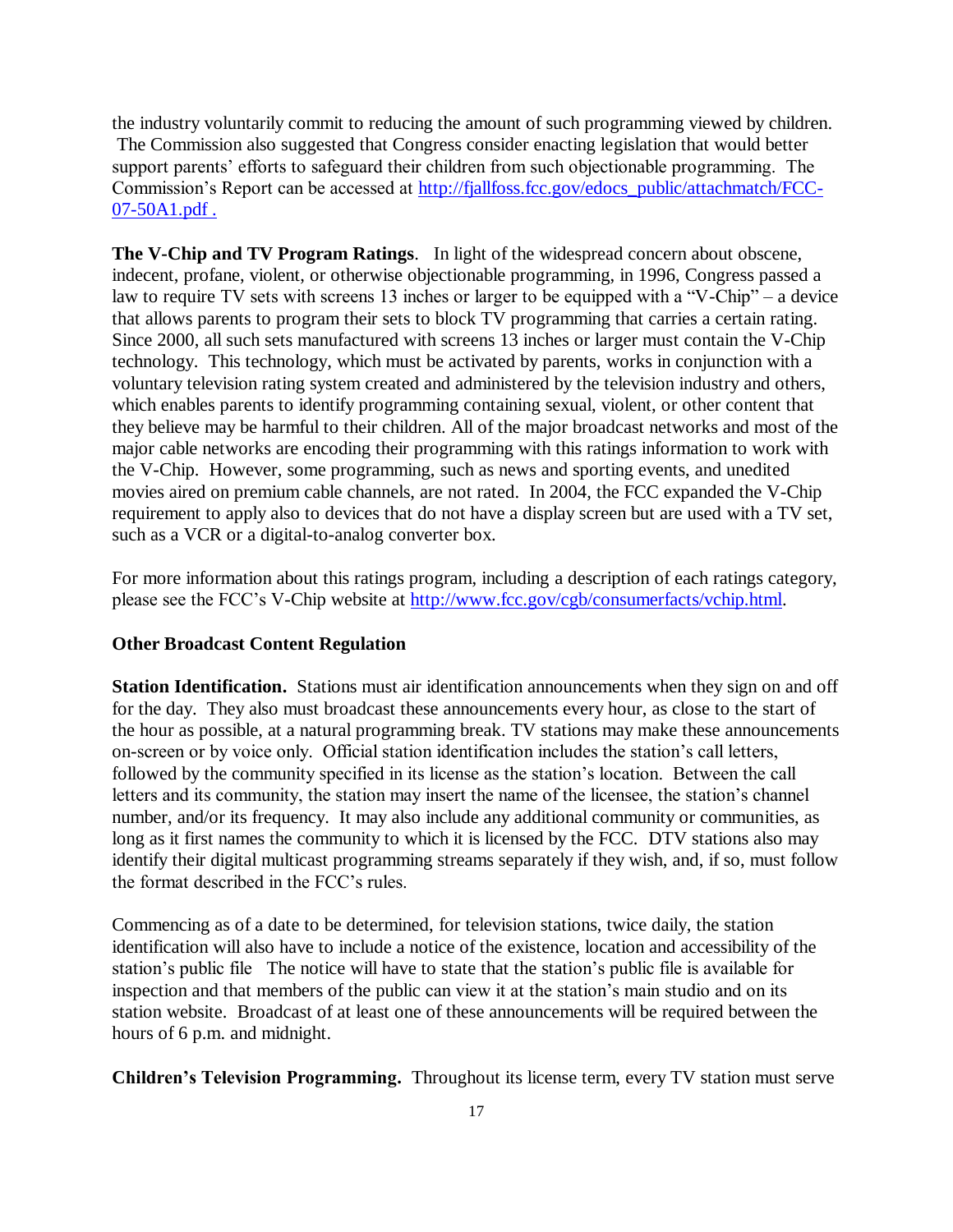the industry voluntarily commit to reducing the amount of such programming viewed by children. The Commission also suggested that Congress consider enacting legislation that would better support parents' efforts to safeguard their children from such objectionable programming. The Commission's Report can be accessed at [http://fjallfoss.fcc.gov/edocs_public/attachmatch/FCC-07-50A1.pdf .](http://fjallfoss.fcc.gov/edocs_public/attachmatch/FCC-07-50A1.pdf)

**The V-Chip and TV Program Ratings**. In light of the widespread concern about obscene, indecent, profane, violent, or otherwise objectionable programming, in 1996, Congress passed a law to require TV sets with screens 13 inches or larger to be equipped with a "V-Chip" – a device that allows parents to program their sets to block TV programming that carries a certain rating. Since 2000, all such sets manufactured with screens 13 inches or larger must contain the V-Chip technology. This technology, which must be activated by parents, works in conjunction with a voluntary television rating system created and administered by the television industry and others, which enables parents to identify programming containing sexual, violent, or other content that they believe may be harmful to their children. All of the major broadcast networks and most of the major cable networks are encoding their programming with this ratings information to work with the V-Chip. However, some programming, such as news and sporting events, and unedited movies aired on premium cable channels, are not rated. In 2004, the FCC expanded the V-Chip requirement to apply also to devices that do not have a display screen but are used with a TV set, such as a VCR or a digital-to-analog converter box.

For more information about this ratings program, including a description of each ratings category, please see the FCC's V-Chip website at [http://www.fcc.gov/cgb/consumerfacts/vchip.html](http://www.fcc.gov/cgb/consumerfacts/vchip.html).

### Other Broadcast Content Regulation

**Station Identification.** Stations must air identification announcements when they sign on and off for the day. They also must broadcast these announcements every hour, as close to the start of the hour as possible, at a natural programming break. TV stations may make these announcements on-screen or by voice only. Official station identification includes the station's call letters, followed by the community specified in its license as the station's location. Between the call letters and its community, the station may insert the name of the licensee, the station's channel number, and/or its frequency. It may also include any additional community or communities, as long as it first names the community to which it is licensed by the FCC. DTV stations also may identify their digital multicast programming streams separately if they wish, and, if so, must follow the format described in the FCC's rules.

Commencing as of a date to be determined, for television stations, twice daily, the station identification will also have to include a notice of the existence, location and accessibility of the station's public file The notice will have to state that the station's public file is available for inspection and that members of the public can view it at the station's main studio and on its station website. Broadcast of at least one of these announcements will be required between the hours of 6 p.m. and midnight.

**Children's Television Programming.** Throughout its license term, every TV station must serve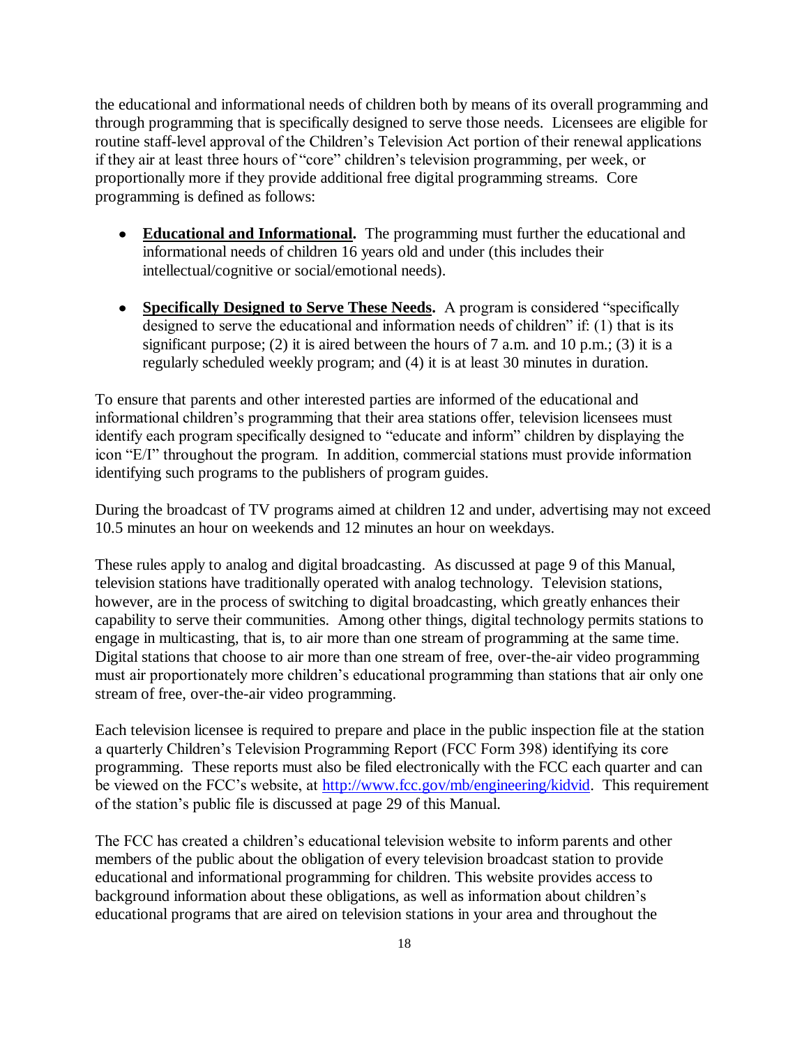the educational and informational needs of children both by means of its overall programming and through programming that is specifically designed to serve those needs. Licensees are eligible for routine staff-level approval of the Children's Television Act portion of their renewal applications if they air at least three hours of "core" children's television programming, per week, or proportionally more if they provide additional free digital programming streams. Core programming is defined as follows:

- **Educational and Informational.** The programming must further the educational and informational needs of children 16 years old and under (this includes their intellectual/cognitive or social/emotional needs).

- **Specifically Designed to Serve These Needs.** A program is considered "specifically designed to serve the educational and information needs of children" if: (1) that is its significant purpose; (2) it is aired between the hours of 7 a.m. and 10 p.m.; (3) it is a regularly scheduled weekly program; and (4) it is at least 30 minutes in duration.

To ensure that parents and other interested parties are informed of the educational and informational children's programming that their area stations offer, television licensees must identify each program specifically designed to "educate and inform" children by displaying the icon "E/I" throughout the program. In addition, commercial stations must provide information identifying such programs to the publishers of program guides.

During the broadcast of TV programs aimed at children 12 and under, advertising may not exceed 10.5 minutes an hour on weekends and 12 minutes an hour on weekdays.

These rules apply to analog and digital broadcasting. As discussed at page 9 of this Manual, television stations have traditionally operated with analog technology. Television stations, however, are in the process of switching to digital broadcasting, which greatly enhances their capability to serve their communities. Among other things, digital technology permits stations to engage in multicasting, that is, to air more than one stream of programming at the same time. Digital stations that choose to air more than one stream of free, over-the-air video programming must air proportionately more children's educational programming than stations that air only one stream of free, over-the-air video programming.

Each television licensee is required to prepare and place in the public inspection file at the station a quarterly Children's Television Programming Report (FCC Form 398) identifying its core programming. These reports must also be filed electronically with the FCC each quarter and can be viewed on the FCC's website, at http://www.fcc.gov/mb/engineering/kidvid. This requirement of the station's public file is discussed at page 29 of this Manual.

The FCC has created a children's educational television website to inform parents and other members of the public about the obligation of every television broadcast station to provide educational and informational programming for children. This website provides access to background information about these obligations, as well as information about children's educational programs that are aired on television stations in your area and throughout the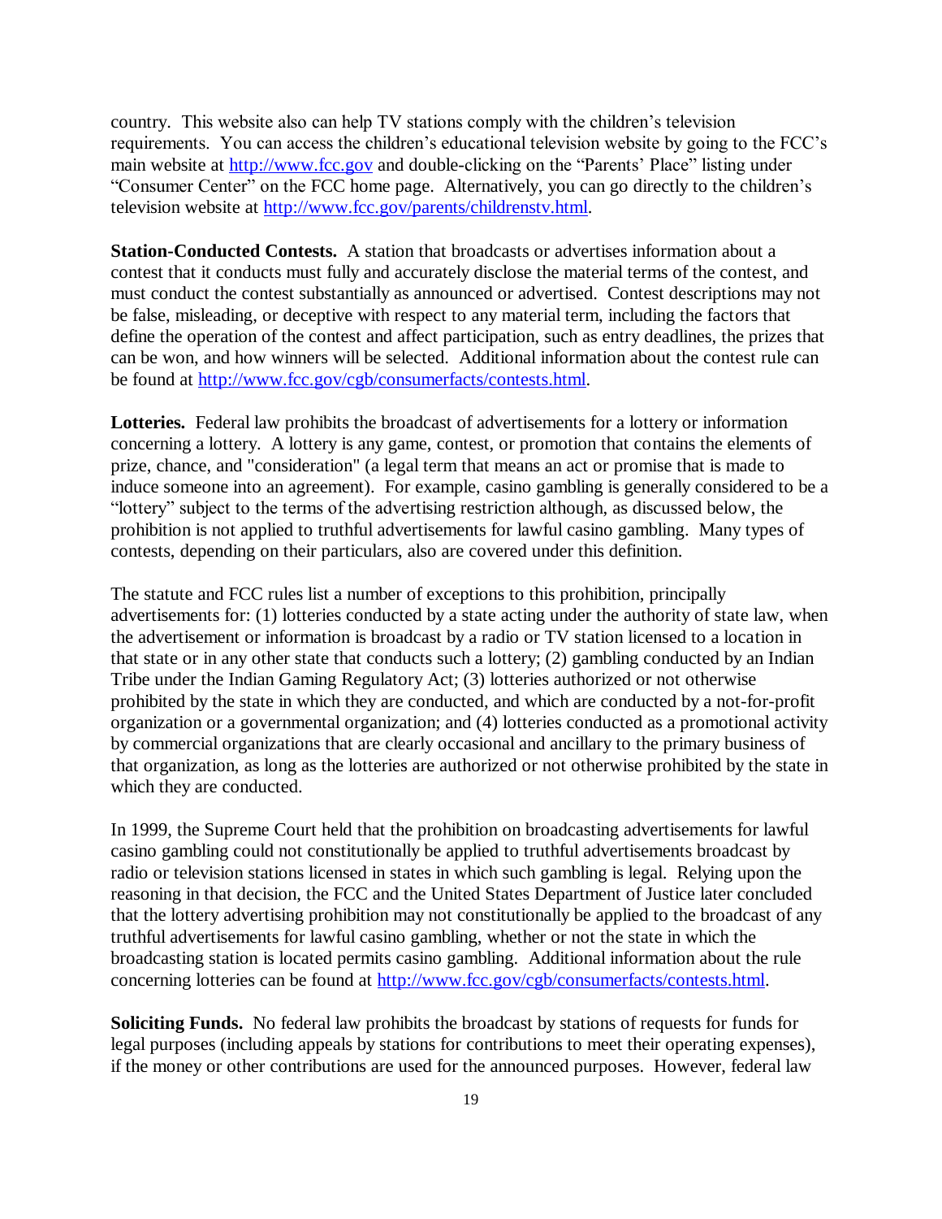country. This website also can help TV stations comply with the children's television requirements. You can access the children's educational television website by going to the FCC's main website at http://www.fcc.gov and double-clicking on the "Parents' Place" listing under "Consumer Center" on the FCC home page. Alternatively, you can go directly to the children's television website at http://www.fcc.gov/parents/childrenstv.html.

**Station-Conducted Contests.** A station that broadcasts or advertises information about a contest that it conducts must fully and accurately disclose the material terms of the contest, and must conduct the contest substantially as announced or advertised. Contest descriptions may not be false, misleading, or deceptive with respect to any material term, including the factors that define the operation of the contest and affect participation, such as entry deadlines, the prizes that can be won, and how winners will be selected. Additional information about the contest rule can be found at http://www.fcc.gov/cgb/consumerfacts/contests.html.

**Lotteries.** Federal law prohibits the broadcast of advertisements for a lottery or information concerning a lottery. A lottery is any game, contest, or promotion that contains the elements of prize, chance, and "consideration" (a legal term that means an act or promise that is made to induce someone into an agreement). For example, casino gambling is generally considered to be a "lottery" subject to the terms of the advertising restriction although, as discussed below, the prohibition is not applied to truthful advertisements for lawful casino gambling. Many types of contests, depending on their particulars, also are covered under this definition.

The statute and FCC rules list a number of exceptions to this prohibition, principally advertisements for: (1) lotteries conducted by a state acting under the authority of state law, when the advertisement or information is broadcast by a radio or TV station licensed to a location in that state or in any other state that conducts such a lottery; (2) gambling conducted by an Indian Tribe under the Indian Gaming Regulatory Act; (3) lotteries authorized or not otherwise prohibited by the state in which they are conducted, and which are conducted by a not-for-profit organization or a governmental organization; and (4) lotteries conducted as a promotional activity by commercial organizations that are clearly occasional and ancillary to the primary business of that organization, as long as the lotteries are authorized or not otherwise prohibited by the state in which they are conducted.

In 1999, the Supreme Court held that the prohibition on broadcasting advertisements for lawful casino gambling could not constitutionally be applied to truthful advertisements broadcast by radio or television stations licensed in states in which such gambling is legal. Relying upon the reasoning in that decision, the FCC and the United States Department of Justice later concluded that the lottery advertising prohibition may not constitutionally be applied to the broadcast of any truthful advertisements for lawful casino gambling, whether or not the state in which the broadcasting station is located permits casino gambling. Additional information about the rule concerning lotteries can be found at http://www.fcc.gov/cgb/consumerfacts/contests.html.

**Soliciting Funds.** No federal law prohibits the broadcast by stations of requests for funds for legal purposes (including appeals by stations for contributions to meet their operating expenses), if the money or other contributions are used for the announced purposes. However, federal law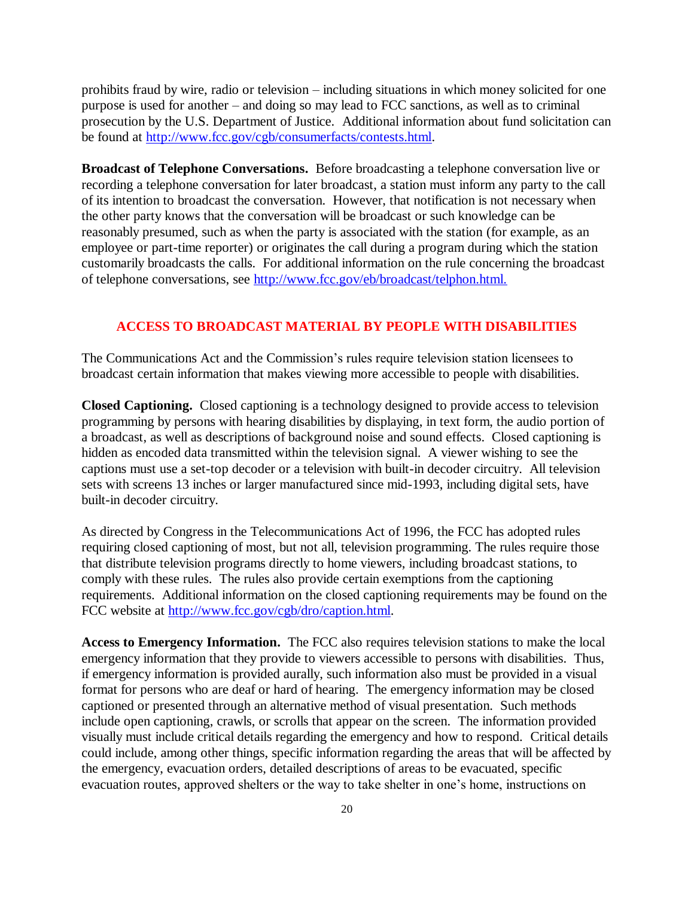prohibits fraud by wire, radio or television – including situations in which money solicited for one purpose is used for another – and doing so may lead to FCC sanctions, as well as to criminal prosecution by the U.S. Department of Justice. Additional information about fund solicitation can be found at http://www.fcc.gov/cgb/consumerfacts/contests.html.

**Broadcast of Telephone Conversations.** Before broadcasting a telephone conversation live or recording a telephone conversation for later broadcast, a station must inform any party to the call of its intention to broadcast the conversation. However, that notification is not necessary when the other party knows that the conversation will be broadcast or such knowledge can be reasonably presumed, such as when the party is associated with the station (for example, as an employee or part-time reporter) or originates the call during a program during which the station customarily broadcasts the calls. For additional information on the rule concerning the broadcast of telephone conversations, see http://www.fcc.gov/eb/broadcast/telphon.html.

## ACCESS TO BROADCAST MATERIAL BY PEOPLE WITH DISABILITIES

The Communications Act and the Commission's rules require television station licensees to broadcast certain information that makes viewing more accessible to people with disabilities.

**Closed Captioning.** Closed captioning is a technology designed to provide access to television programming by persons with hearing disabilities by displaying, in text form, the audio portion of a broadcast, as well as descriptions of background noise and sound effects. Closed captioning is hidden as encoded data transmitted within the television signal. A viewer wishing to see the captions must use a set-top decoder or a television with built-in decoder circuitry. All television sets with screens 13 inches or larger manufactured since mid-1993, including digital sets, have built-in decoder circuitry.

As directed by Congress in the Telecommunications Act of 1996, the FCC has adopted rules requiring closed captioning of most, but not all, television programming. The rules require those that distribute television programs directly to home viewers, including broadcast stations, to comply with these rules. The rules also provide certain exemptions from the captioning requirements. Additional information on the closed captioning requirements may be found on the FCC website at http://www.fcc.gov/cgb/dro/caption.html.

**Access to Emergency Information.** The FCC also requires television stations to make the local emergency information that they provide to viewers accessible to persons with disabilities. Thus, if emergency information is provided aurally, such information also must be provided in a visual format for persons who are deaf or hard of hearing. The emergency information may be closed captioned or presented through an alternative method of visual presentation. Such methods include open captioning, crawls, or scrolls that appear on the screen. The information provided visually must include critical details regarding the emergency and how to respond. Critical details could include, among other things, specific information regarding the areas that will be affected by the emergency, evacuation orders, detailed descriptions of areas to be evacuated, specific evacuation routes, approved shelters or the way to take shelter in one's home, instructions on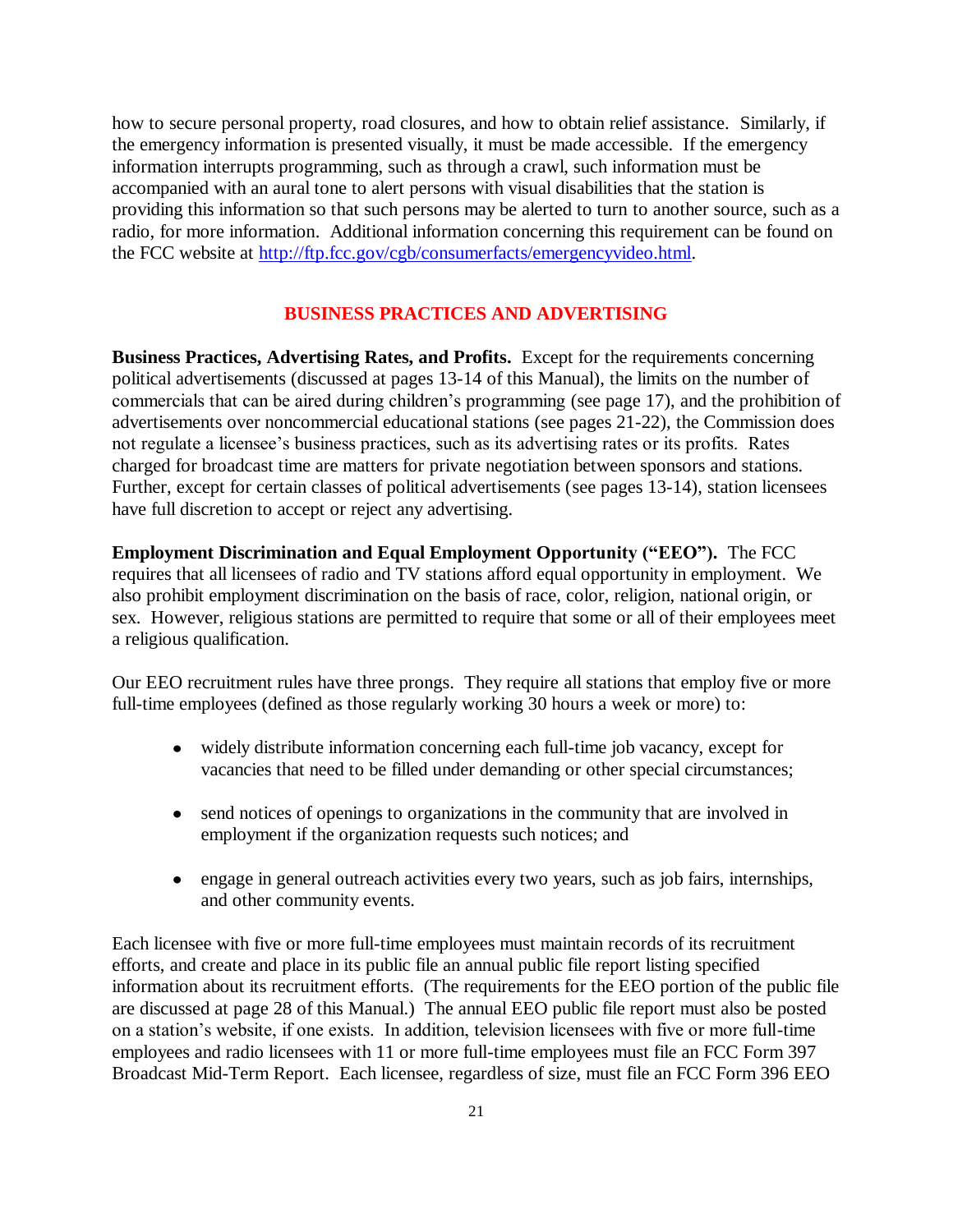how to secure personal property, road closures, and how to obtain relief assistance. Similarly, if the emergency information is presented visually, it must be made accessible. If the emergency information interrupts programming, such as through a crawl, such information must be accompanied with an aural tone to alert persons with visual disabilities that the station is providing this information so that such persons may be alerted to turn to another source, such as a radio, for more information. Additional information concerning this requirement can be found on the FCC website at http://ftp.fcc.gov/cgb/consumerfacts/emergencyvideo.html.

## BUSINESS PRACTICES AND ADVERTISING

**Business Practices, Advertising Rates, and Profits.** Except for the requirements concerning political advertisements (discussed at pages 13-14 of this Manual), the limits on the number of commercials that can be aired during children's programming (see page 17), and the prohibition of advertisements over noncommercial educational stations (see pages 21-22), the Commission does not regulate a licensee's business practices, such as its advertising rates or its profits. Rates charged for broadcast time are matters for private negotiation between sponsors and stations. Further, except for certain classes of political advertisements (see pages 13-14), station licensees have full discretion to accept or reject any advertising.

**Employment Discrimination and Equal Employment Opportunity ("EEO").** The FCC requires that all licensees of radio and TV stations afford equal opportunity in employment. We also prohibit employment discrimination on the basis of race, color, religion, national origin, or sex. However, religious stations are permitted to require that some or all of their employees meet a religious qualification.

Our EEO recruitment rules have three prongs. They require all stations that employ five or more full-time employees (defined as those regularly working 30 hours a week or more) to:

- widely distribute information concerning each full-time job vacancy, except for vacancies that need to be filled under demanding or other special circumstances;
- send notices of openings to organizations in the community that are involved in employment if the organization requests such notices; and
- engage in general outreach activities every two years, such as job fairs, internships, and other community events.

Each licensee with five or more full-time employees must maintain records of its recruitment efforts, and create and place in its public file an annual public file report listing specified information about its recruitment efforts. (The requirements for the EEO portion of the public file are discussed at page 28 of this Manual.) The annual EEO public file report must also be posted on a station's website, if one exists. In addition, television licensees with five or more full-time employees and radio licensees with 11 or more full-time employees must file an FCC Form 397 Broadcast Mid-Term Report. Each licensee, regardless of size, must file an FCC Form 396 EEO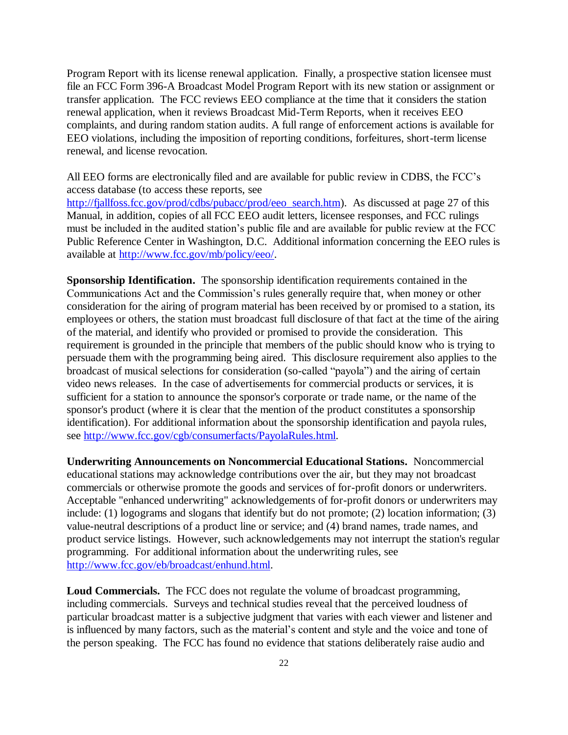Program Report with its license renewal application. Finally, a prospective station licensee must file an FCC Form 396-A Broadcast Model Program Report with its new station or assignment or transfer application. The FCC reviews EEO compliance at the time that it considers the station renewal application, when it reviews Broadcast Mid-Term Reports, when it receives EEO complaints, and during random station audits. A full range of enforcement actions is available for EEO violations, including the imposition of reporting conditions, forfeitures, short-term license renewal, and license revocation.

All EEO forms are electronically filed and are available for public review in CDBS, the FCC's access database (to access these reports, see http://fjallfoss.fcc.gov/prod/cdbs/pubacc/prod/eeo_search.htm). As discussed at page 27 of this Manual, in addition, copies of all FCC EEO audit letters, licensee responses, and FCC rulings must be included in the audited station's public file and are available for public review at the FCC Public Reference Center in Washington, D.C. Additional information concerning the EEO rules is available at http://www.fcc.gov/mb/policy/eeo/.

**Sponsorship Identification.** The sponsorship identification requirements contained in the Communications Act and the Commission's rules generally require that, when money or other consideration for the airing of program material has been received by or promised to a station, its employees or others, the station must broadcast full disclosure of that fact at the time of the airing of the material, and identify who provided or promised to provide the consideration. This requirement is grounded in the principle that members of the public should know who is trying to persuade them with the programming being aired. This disclosure requirement also applies to the broadcast of musical selections for consideration (so-called "payola") and the airing of certain video news releases. In the case of advertisements for commercial products or services, it is sufficient for a station to announce the sponsor's corporate or trade name, or the name of the sponsor's product (where it is clear that the mention of the product constitutes a sponsorship identification). For additional information about the sponsorship identification and payola rules, see http://www.fcc.gov/cgb/consumerfacts/PayolaRules.html.

**Underwriting Announcements on Noncommercial Educational Stations.** Noncommercial educational stations may acknowledge contributions over the air, but they may not broadcast commercials or otherwise promote the goods and services of for-profit donors or underwriters. Acceptable "enhanced underwriting" acknowledgements of for-profit donors or underwriters may include: (1) logograms and slogans that identify but do not promote; (2) location information; (3) value-neutral descriptions of a product line or service; and (4) brand names, trade names, and product service listings. However, such acknowledgements may not interrupt the station's regular programming. For additional information about the underwriting rules, see http://www.fcc.gov/eb/broadcast/enhund.html.

**Loud Commercials.** The FCC does not regulate the volume of broadcast programming, including commercials. Surveys and technical studies reveal that the perceived loudness of particular broadcast matter is a subjective judgment that varies with each viewer and listener and is influenced by many factors, such as the material's content and style and the voice and tone of the person speaking. The FCC has found no evidence that stations deliberately raise audio and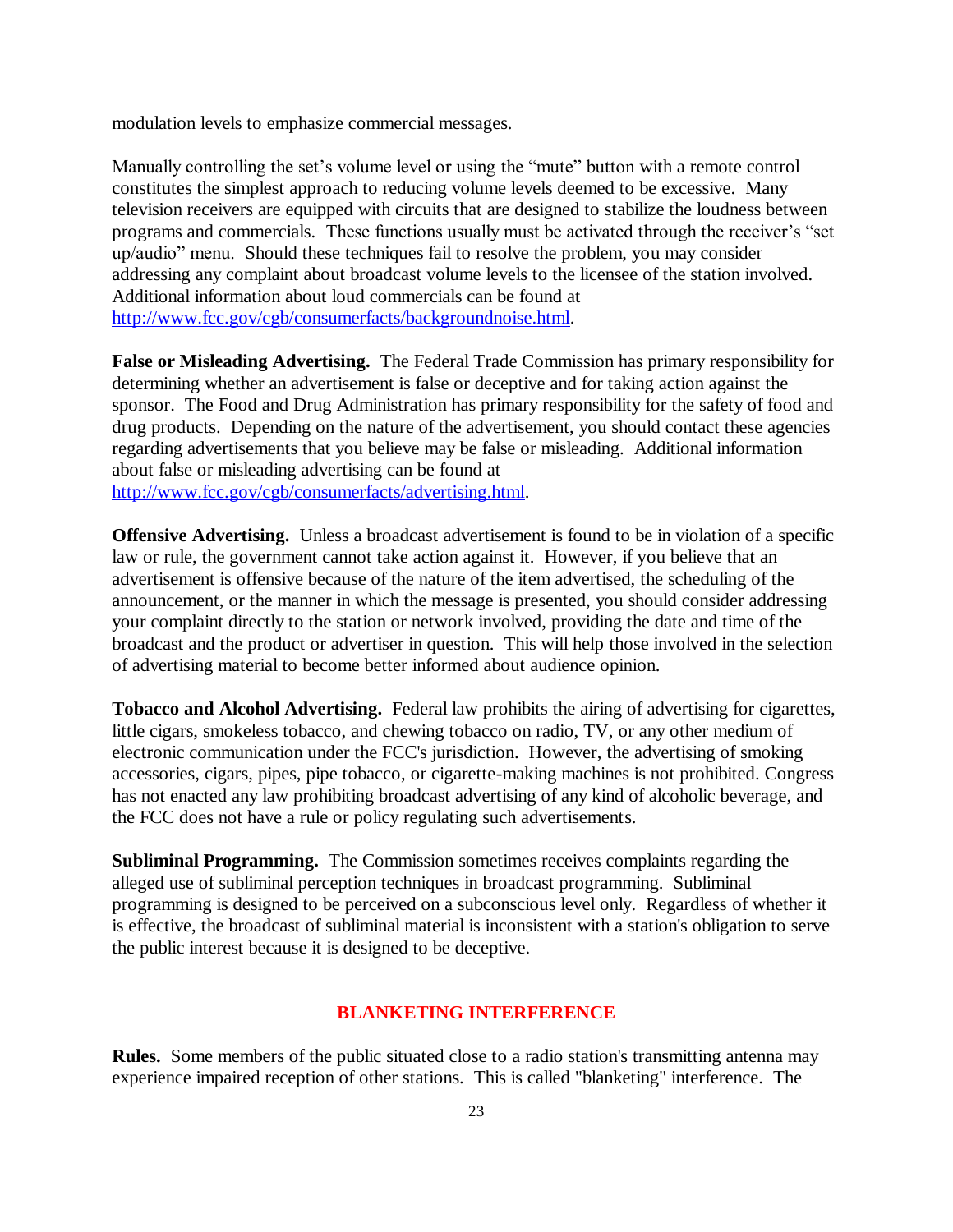modulation levels to emphasize commercial messages.

Manually controlling the set's volume level or using the "mute" button with a remote control constitutes the simplest approach to reducing volume levels deemed to be excessive. Many television receivers are equipped with circuits that are designed to stabilize the loudness between programs and commercials. These functions usually must be activated through the receiver's "set up/audio" menu. Should these techniques fail to resolve the problem, you may consider addressing any complaint about broadcast volume levels to the licensee of the station involved. Additional information about loud commercials can be found at http://www.fcc.gov/cgb/consumerfacts/backgroundnoise.html.

**False or Misleading Advertising.** The Federal Trade Commission has primary responsibility for determining whether an advertisement is false or deceptive and for taking action against the sponsor. The Food and Drug Administration has primary responsibility for the safety of food and drug products. Depending on the nature of the advertisement, you should contact these agencies regarding advertisements that you believe may be false or misleading. Additional information about false or misleading advertising can be found at http://www.fcc.gov/cgb/consumerfacts/advertising.html.

**Offensive Advertising.** Unless a broadcast advertisement is found to be in violation of a specific law or rule, the government cannot take action against it. However, if you believe that an advertisement is offensive because of the nature of the item advertised, the scheduling of the announcement, or the manner in which the message is presented, you should consider addressing your complaint directly to the station or network involved, providing the date and time of the broadcast and the product or advertiser in question. This will help those involved in the selection of advertising material to become better informed about audience opinion.

**Tobacco and Alcohol Advertising.** Federal law prohibits the airing of advertising for cigarettes, little cigars, smokeless tobacco, and chewing tobacco on radio, TV, or any other medium of electronic communication under the FCC's jurisdiction. However, the advertising of smoking accessories, cigars, pipes, pipe tobacco, or cigarette-making machines is not prohibited. Congress has not enacted any law prohibiting broadcast advertising of any kind of alcoholic beverage, and the FCC does not have a rule or policy regulating such advertisements.

**Subliminal Programming.** The Commission sometimes receives complaints regarding the alleged use of subliminal perception techniques in broadcast programming. Subliminal programming is designed to be perceived on a subconscious level only. Regardless of whether it is effective, the broadcast of subliminal material is inconsistent with a station's obligation to serve the public interest because it is designed to be deceptive.

## BLANKETING INTERFERENCE

**Rules.** Some members of the public situated close to a radio station's transmitting antenna may experience impaired reception of other stations. This is called "blanketing" interference. The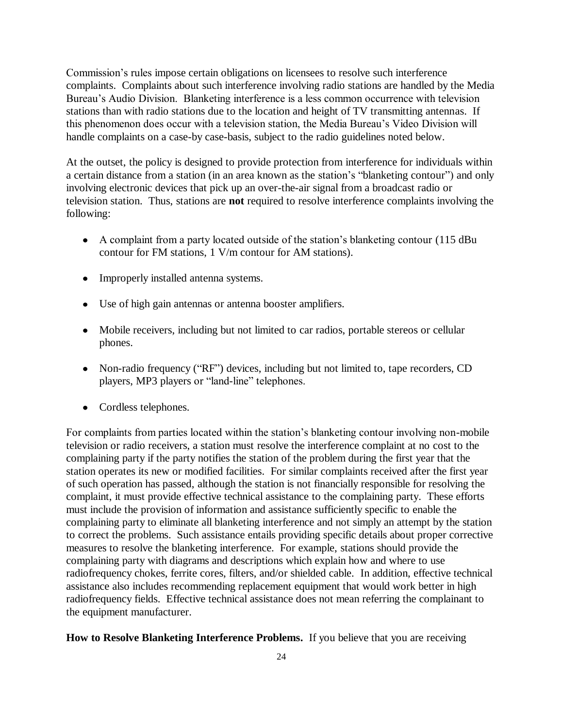Commission's rules impose certain obligations on licensees to resolve such interference complaints. Complaints about such interference involving radio stations are handled by the Media Bureau's Audio Division. Blanketing interference is a less common occurrence with television stations than with radio stations due to the location and height of TV transmitting antennas. If this phenomenon does occur with a television station, the Media Bureau's Video Division will handle complaints on a case-by case-basis, subject to the radio guidelines noted below.

At the outset, the policy is designed to provide protection from interference for individuals within a certain distance from a station (in an area known as the station's "blanketing contour") and only involving electronic devices that pick up an over-the-air signal from a broadcast radio or television station. Thus, stations are **not** required to resolve interference complaints involving the following:

- A complaint from a party located outside of the station's blanketing contour (115 dBu contour for FM stations, 1 V/m contour for AM stations).
- Improperly installed antenna systems.
- Use of high gain antennas or antenna booster amplifiers.
- Mobile receivers, including but not limited to car radios, portable stereos or cellular phones.
- Non-radio frequency ("RF") devices, including but not limited to, tape recorders, CD players, MP3 players or "land-line" telephones.
- Cordless telephones.

For complaints from parties located within the station's blanketing contour involving non-mobile television or radio receivers, a station must resolve the interference complaint at no cost to the complaining party if the party notifies the station of the problem during the first year that the station operates its new or modified facilities. For similar complaints received after the first year of such operation has passed, although the station is not financially responsible for resolving the complaint, it must provide effective technical assistance to the complaining party. These efforts must include the provision of information and assistance sufficiently specific to enable the complaining party to eliminate all blanketing interference and not simply an attempt by the station to correct the problems. Such assistance entails providing specific details about proper corrective measures to resolve the blanketing interference. For example, stations should provide the complaining party with diagrams and descriptions which explain how and where to use radiofrequency chokes, ferrite cores, filters, and/or shielded cable. In addition, effective technical assistance also includes recommending replacement equipment that would work better in high radiofrequency fields. Effective technical assistance does not mean referring the complainant to the equipment manufacturer.

**How to Resolve Blanketing Interference Problems.** If you believe that you are receiving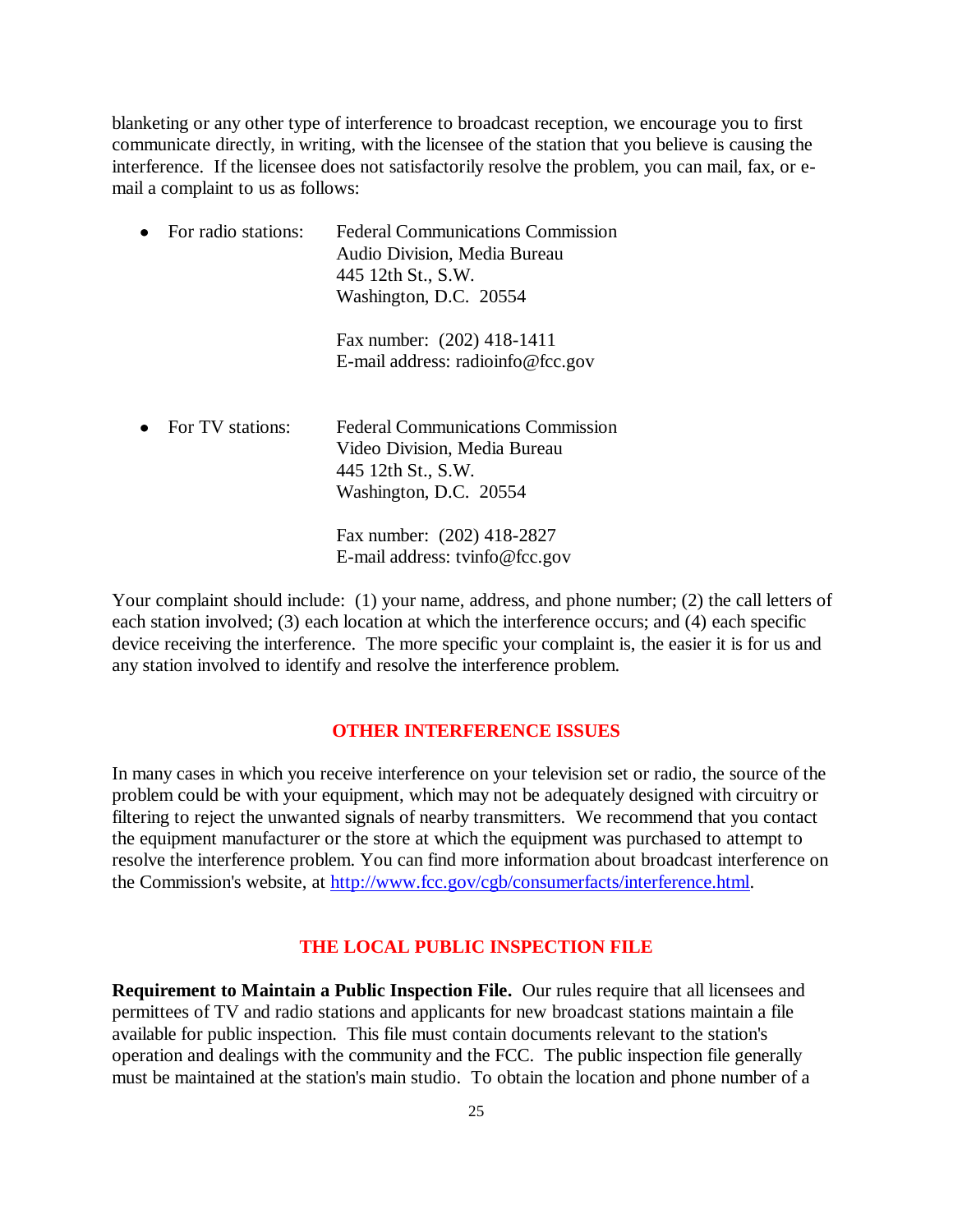blanketing or any other type of interference to broadcast reception, we encourage you to first communicate directly, in writing, with the licensee of the station that you believe is causing the interference. If the licensee does not satisfactorily resolve the problem, you can mail, fax, or e-mail a complaint to us as follows:

- For radio stations: Federal Communications Commission
  Audio Division, Media Bureau
  445 12th St., S.W.
  Washington, D.C. 20554

  Fax number: (202) 418-1411
  E-mail address: radioinfo@fcc.gov

- For TV stations: Federal Communications Commission
  Video Division, Media Bureau
  445 12th St., S.W.
  Washington, D.C. 20554

  Fax number: (202) 418-2827
  E-mail address: tvinfo@fcc.gov

Your complaint should include: (1) your name, address, and phone number; (2) the call letters of each station involved; (3) each location at which the interference occurs; and (4) each specific device receiving the interference. The more specific your complaint is, the easier it is for us and any station involved to identify and resolve the interference problem.

## OTHER INTERFERENCE ISSUES

In many cases in which you receive interference on your television set or radio, the source of the problem could be with your equipment, which may not be adequately designed with circuitry or filtering to reject the unwanted signals of nearby transmitters. We recommend that you contact the equipment manufacturer or the store at which the equipment was purchased to attempt to resolve the interference problem. You can find more information about broadcast interference on the Commission's website, at [http://www.fcc.gov/cgb/consumerfacts/interference.html](http://www.fcc.gov/cgb/consumerfacts/interference.html).

## THE LOCAL PUBLIC INSPECTION FILE

**Requirement to Maintain a Public Inspection File.** Our rules require that all licensees and permittees of TV and radio stations and applicants for new broadcast stations maintain a file available for public inspection. This file must contain documents relevant to the station's operation and dealings with the community and the FCC. The public inspection file generally must be maintained at the station's main studio. To obtain the location and phone number of a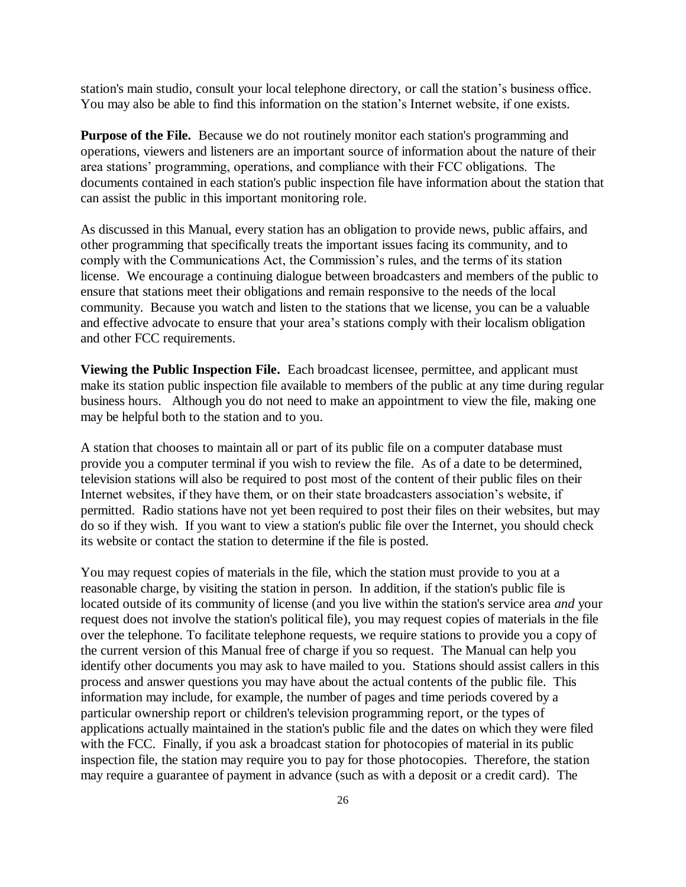station's main studio, consult your local telephone directory, or call the station's business office. You may also be able to find this information on the station's Internet website, if one exists.

**Purpose of the File.** Because we do not routinely monitor each station's programming and operations, viewers and listeners are an important source of information about the nature of their area stations' programming, operations, and compliance with their FCC obligations. The documents contained in each station's public inspection file have information about the station that can assist the public in this important monitoring role.

As discussed in this Manual, every station has an obligation to provide news, public affairs, and other programming that specifically treats the important issues facing its community, and to comply with the Communications Act, the Commission's rules, and the terms of its station license. We encourage a continuing dialogue between broadcasters and members of the public to ensure that stations meet their obligations and remain responsive to the needs of the local community. Because you watch and listen to the stations that we license, you can be a valuable and effective advocate to ensure that your area's stations comply with their localism obligation and other FCC requirements.

**Viewing the Public Inspection File.** Each broadcast licensee, permittee, and applicant must make its station public inspection file available to members of the public at any time during regular business hours. Although you do not need to make an appointment to view the file, making one may be helpful both to the station and to you.

A station that chooses to maintain all or part of its public file on a computer database must provide you a computer terminal if you wish to review the file. As of a date to be determined, television stations will also be required to post most of the content of their public files on their Internet websites, if they have them, or on their state broadcasters association's website, if permitted. Radio stations have not yet been required to post their files on their websites, but may do so if they wish. If you want to view a station's public file over the Internet, you should check its website or contact the station to determine if the file is posted.

You may request copies of materials in the file, which the station must provide to you at a reasonable charge, by visiting the station in person. In addition, if the station's public file is located outside of its community of license (and you live within the station's service area *and* your request does not involve the station's political file), you may request copies of materials in the file over the telephone. To facilitate telephone requests, we require stations to provide you a copy of the current version of this Manual free of charge if you so request. The Manual can help you identify other documents you may ask to have mailed to you. Stations should assist callers in this process and answer questions you may have about the actual contents of the public file. This information may include, for example, the number of pages and time periods covered by a particular ownership report or children's television programming report, or the types of applications actually maintained in the station's public file and the dates on which they were filed with the FCC. Finally, if you ask a broadcast station for photocopies of material in its public inspection file, the station may require you to pay for those photocopies. Therefore, the station may require a guarantee of payment in advance (such as with a deposit or a credit card). The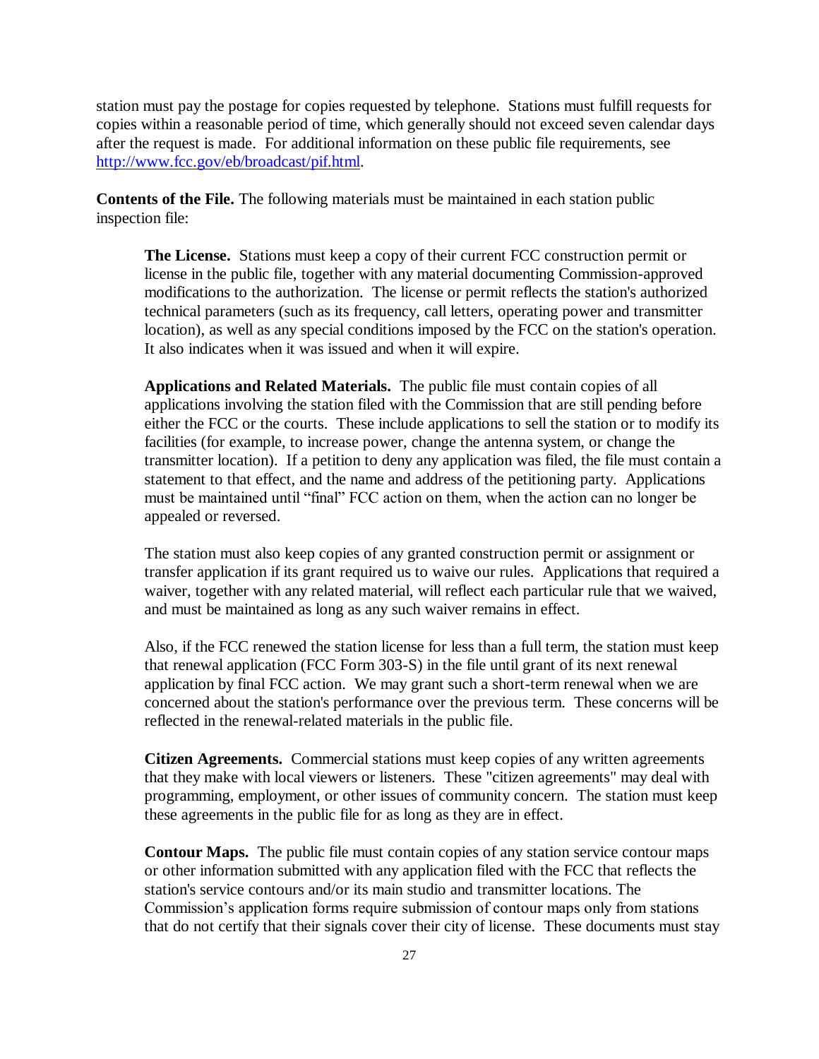station must pay the postage for copies requested by telephone. Stations must fulfill requests for copies within a reasonable period of time, which generally should not exceed seven calendar days after the request is made. For additional information on these public file requirements, see http://www.fcc.gov/eb/broadcast/pif.html.

**Contents of the File.** The following materials must be maintained in each station public inspection file:

> **The License.** Stations must keep a copy of their current FCC construction permit or license in the public file, together with any material documenting Commission-approved modifications to the authorization. The license or permit reflects the station's authorized technical parameters (such as its frequency, call letters, operating power and transmitter location), as well as any special conditions imposed by the FCC on the station's operation. It also indicates when it was issued and when it will expire.
>
> **Applications and Related Materials.** The public file must contain copies of all applications involving the station filed with the Commission that are still pending before either the FCC or the courts. These include applications to sell the station or to modify its facilities (for example, to increase power, change the antenna system, or change the transmitter location). If a petition to deny any application was filed, the file must contain a statement to that effect, and the name and address of the petitioning party. Applications must be maintained until "final" FCC action on them, when the action can no longer be appealed or reversed.
>
> The station must also keep copies of any granted construction permit or assignment or transfer application if its grant required us to waive our rules. Applications that required a waiver, together with any related material, will reflect each particular rule that we waived, and must be maintained as long as any such waiver remains in effect.
>
> Also, if the FCC renewed the station license for less than a full term, the station must keep that renewal application (FCC Form 303-S) in the file until grant of its next renewal application by final FCC action. We may grant such a short-term renewal when we are concerned about the station's performance over the previous term. These concerns will be reflected in the renewal-related materials in the public file.
>
> **Citizen Agreements.** Commercial stations must keep copies of any written agreements that they make with local viewers or listeners. These "citizen agreements" may deal with programming, employment, or other issues of community concern. The station must keep these agreements in the public file for as long as they are in effect.
>
> **Contour Maps.** The public file must contain copies of any station service contour maps or other information submitted with any application filed with the FCC that reflects the station's service contours and/or its main studio and transmitter locations. The Commission's application forms require submission of contour maps only from stations that do not certify that their signals cover their city of license. These documents must stay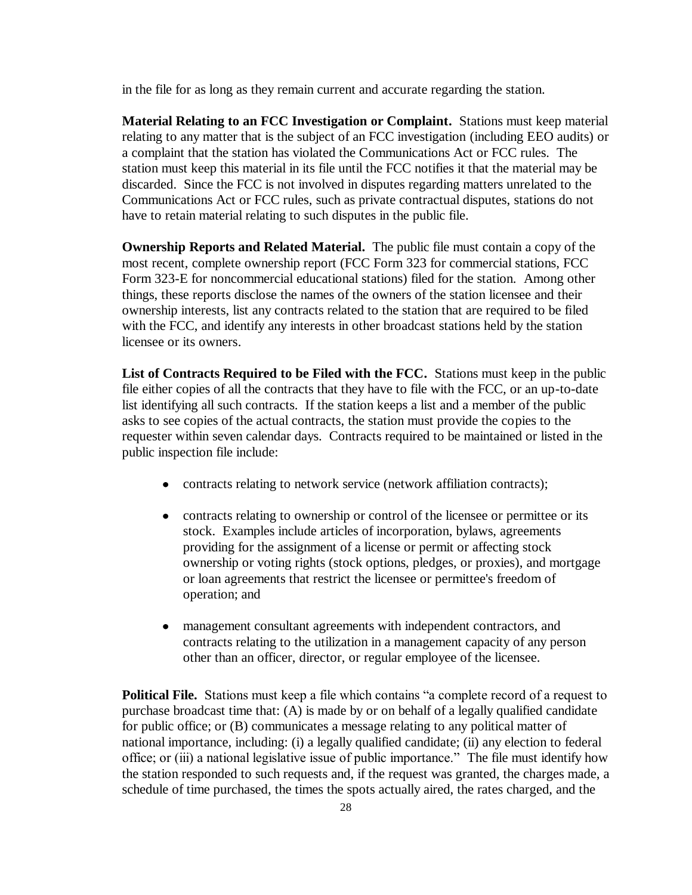in the file for as long as they remain current and accurate regarding the station.

**Material Relating to an FCC Investigation or Complaint.** Stations must keep material relating to any matter that is the subject of an FCC investigation (including EEO audits) or a complaint that the station has violated the Communications Act or FCC rules. The station must keep this material in its file until the FCC notifies it that the material may be discarded. Since the FCC is not involved in disputes regarding matters unrelated to the Communications Act or FCC rules, such as private contractual disputes, stations do not have to retain material relating to such disputes in the public file.

**Ownership Reports and Related Material.** The public file must contain a copy of the most recent, complete ownership report (FCC Form 323 for commercial stations, FCC Form 323-E for noncommercial educational stations) filed for the station. Among other things, these reports disclose the names of the owners of the station licensee and their ownership interests, list any contracts related to the station that are required to be filed with the FCC, and identify any interests in other broadcast stations held by the station licensee or its owners.

**List of Contracts Required to be Filed with the FCC.** Stations must keep in the public file either copies of all the contracts that they have to file with the FCC, or an up-to-date list identifying all such contracts. If the station keeps a list and a member of the public asks to see copies of the actual contracts, the station must provide the copies to the requester within seven calendar days. Contracts required to be maintained or listed in the public inspection file include:

- contracts relating to network service (network affiliation contracts);
- contracts relating to ownership or control of the licensee or permittee or its stock. Examples include articles of incorporation, bylaws, agreements providing for the assignment of a license or permit or affecting stock ownership or voting rights (stock options, pledges, or proxies), and mortgage or loan agreements that restrict the licensee or permittee's freedom of operation; and
- management consultant agreements with independent contractors, and contracts relating to the utilization in a management capacity of any person other than an officer, director, or regular employee of the licensee.

**Political File.** Stations must keep a file which contains "a complete record of a request to purchase broadcast time that: (A) is made by or on behalf of a legally qualified candidate for public office; or (B) communicates a message relating to any political matter of national importance, including: (i) a legally qualified candidate; (ii) any election to federal office; or (iii) a national legislative issue of public importance." The file must identify how the station responded to such requests and, if the request was granted, the charges made, a schedule of time purchased, the times the spots actually aired, the rates charged, and the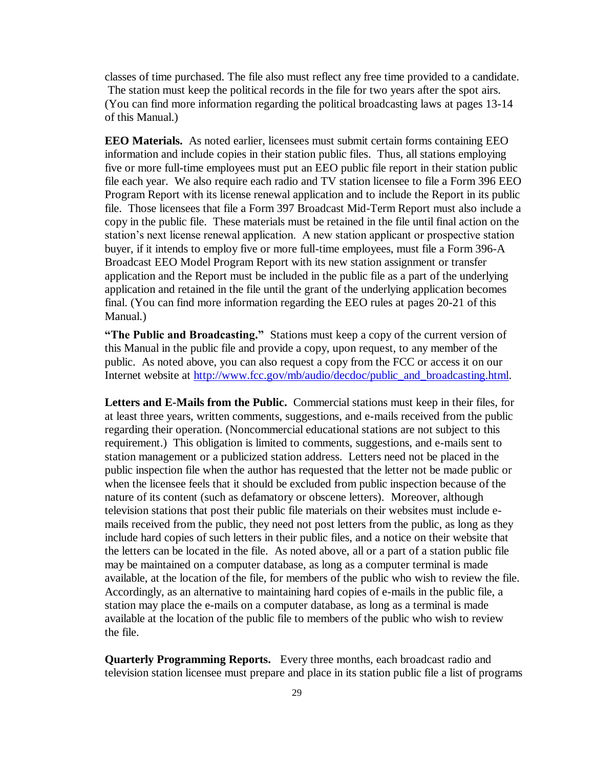classes of time purchased. The file also must reflect any free time provided to a candidate. The station must keep the political records in the file for two years after the spot airs. (You can find more information regarding the political broadcasting laws at pages 13-14 of this Manual.)

**EEO Materials.** As noted earlier, licensees must submit certain forms containing EEO information and include copies in their station public files. Thus, all stations employing five or more full-time employees must put an EEO public file report in their station public file each year. We also require each radio and TV station licensee to file a Form 396 EEO Program Report with its license renewal application and to include the Report in its public file. Those licensees that file a Form 397 Broadcast Mid-Term Report must also include a copy in the public file. These materials must be retained in the file until final action on the station's next license renewal application. A new station applicant or prospective station buyer, if it intends to employ five or more full-time employees, must file a Form 396-A Broadcast EEO Model Program Report with its new station assignment or transfer application and the Report must be included in the public file as a part of the underlying application and retained in the file until the grant of the underlying application becomes final. (You can find more information regarding the EEO rules at pages 20-21 of this Manual.)

**"The Public and Broadcasting."** Stations must keep a copy of the current version of this Manual in the public file and provide a copy, upon request, to any member of the public. As noted above, you can also request a copy from the FCC or access it on our Internet website at http://www.fcc.gov/mb/audio/decdoc/public_and_broadcasting.html.

**Letters and E-Mails from the Public.** Commercial stations must keep in their files, for at least three years, written comments, suggestions, and e-mails received from the public regarding their operation. (Noncommercial educational stations are not subject to this requirement.) This obligation is limited to comments, suggestions, and e-mails sent to station management or a publicized station address. Letters need not be placed in the public inspection file when the author has requested that the letter not be made public or when the licensee feels that it should be excluded from public inspection because of the nature of its content (such as defamatory or obscene letters). Moreover, although television stations that post their public file materials on their websites must include e-mails received from the public, they need not post letters from the public, as long as they include hard copies of such letters in their public files, and a notice on their website that the letters can be located in the file. As noted above, all or a part of a station public file may be maintained on a computer database, as long as a computer terminal is made available, at the location of the file, for members of the public who wish to review the file. Accordingly, as an alternative to maintaining hard copies of e-mails in the public file, a station may place the e-mails on a computer database, as long as a terminal is made available at the location of the public file to members of the public who wish to review the file.

**Quarterly Programming Reports.** Every three months, each broadcast radio and television station licensee must prepare and place in its station public file a list of programs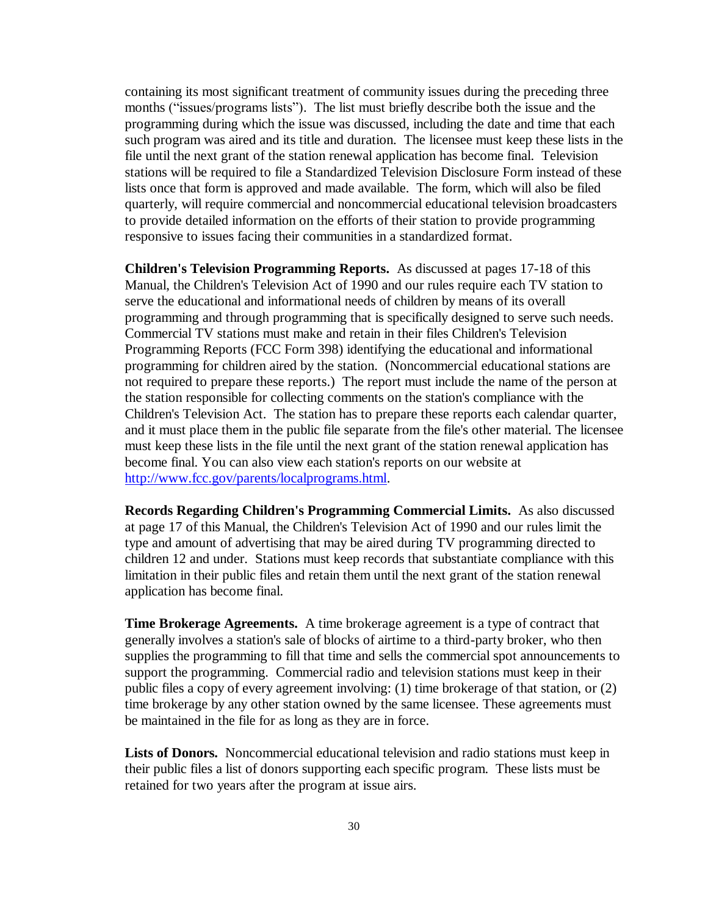containing its most significant treatment of community issues during the preceding three months ("issues/programs lists"). The list must briefly describe both the issue and the programming during which the issue was discussed, including the date and time that each such program was aired and its title and duration. The licensee must keep these lists in the file until the next grant of the station renewal application has become final. Television stations will be required to file a Standardized Television Disclosure Form instead of these lists once that form is approved and made available. The form, which will also be filed quarterly, will require commercial and noncommercial educational television broadcasters to provide detailed information on the efforts of their station to provide programming responsive to issues facing their communities in a standardized format.

**Children's Television Programming Reports.** As discussed at pages 17-18 of this Manual, the Children's Television Act of 1990 and our rules require each TV station to serve the educational and informational needs of children by means of its overall programming and through programming that is specifically designed to serve such needs. Commercial TV stations must make and retain in their files Children's Television Programming Reports (FCC Form 398) identifying the educational and informational programming for children aired by the station. (Noncommercial educational stations are not required to prepare these reports.) The report must include the name of the person at the station responsible for collecting comments on the station's compliance with the Children's Television Act. The station has to prepare these reports each calendar quarter, and it must place them in the public file separate from the file's other material. The licensee must keep these lists in the file until the next grant of the station renewal application has become final. You can also view each station's reports on our website at [http://www.fcc.gov/parents/localprograms.html](http://www.fcc.gov/parents/localprograms.html).

**Records Regarding Children's Programming Commercial Limits.** As also discussed at page 17 of this Manual, the Children's Television Act of 1990 and our rules limit the type and amount of advertising that may be aired during TV programming directed to children 12 and under. Stations must keep records that substantiate compliance with this limitation in their public files and retain them until the next grant of the station renewal application has become final.

**Time Brokerage Agreements.** A time brokerage agreement is a type of contract that generally involves a station's sale of blocks of airtime to a third-party broker, who then supplies the programming to fill that time and sells the commercial spot announcements to support the programming. Commercial radio and television stations must keep in their public files a copy of every agreement involving: (1) time brokerage of that station, or (2) time brokerage by any other station owned by the same licensee. These agreements must be maintained in the file for as long as they are in force.

**Lists of Donors.** Noncommercial educational television and radio stations must keep in their public files a list of donors supporting each specific program. These lists must be retained for two years after the program at issue airs.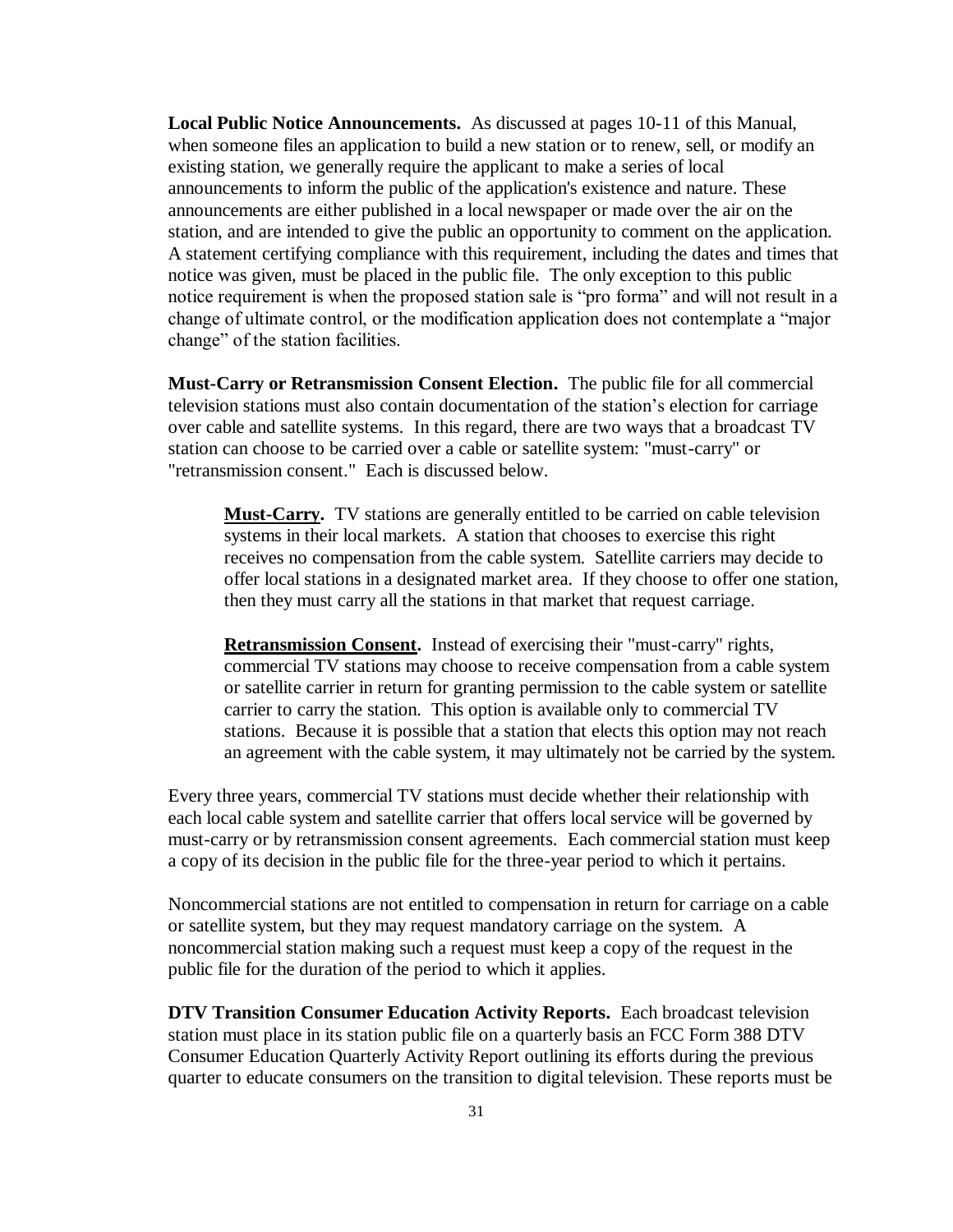**Local Public Notice Announcements.** As discussed at pages 10-11 of this Manual, when someone files an application to build a new station or to renew, sell, or modify an existing station, we generally require the applicant to make a series of local announcements to inform the public of the application's existence and nature. These announcements are either published in a local newspaper or made over the air on the station, and are intended to give the public an opportunity to comment on the application. A statement certifying compliance with this requirement, including the dates and times that notice was given, must be placed in the public file. The only exception to this public notice requirement is when the proposed station sale is "pro forma" and will not result in a change of ultimate control, or the modification application does not contemplate a "major change" of the station facilities.

**Must-Carry or Retransmission Consent Election.** The public file for all commercial television stations must also contain documentation of the station's election for carriage over cable and satellite systems. In this regard, there are two ways that a broadcast TV station can choose to be carried over a cable or satellite system: "must-carry" or "retransmission consent." Each is discussed below.

> **Must-Carry.** TV stations are generally entitled to be carried on cable television systems in their local markets. A station that chooses to exercise this right receives no compensation from the cable system. Satellite carriers may decide to offer local stations in a designated market area. If they choose to offer one station, then they must carry all the stations in that market that request carriage.
>
> **Retransmission Consent.** Instead of exercising their "must-carry" rights, commercial TV stations may choose to receive compensation from a cable system or satellite carrier in return for granting permission to the cable system or satellite carrier to carry the station. This option is available only to commercial TV stations. Because it is possible that a station that elects this option may not reach an agreement with the cable system, it may ultimately not be carried by the system.

Every three years, commercial TV stations must decide whether their relationship with each local cable system and satellite carrier that offers local service will be governed by must-carry or by retransmission consent agreements. Each commercial station must keep a copy of its decision in the public file for the three-year period to which it pertains.

Noncommercial stations are not entitled to compensation in return for carriage on a cable or satellite system, but they may request mandatory carriage on the system. A noncommercial station making such a request must keep a copy of the request in the public file for the duration of the period to which it applies.

**DTV Transition Consumer Education Activity Reports.** Each broadcast television station must place in its station public file on a quarterly basis an FCC Form 388 DTV Consumer Education Quarterly Activity Report outlining its efforts during the previous quarter to educate consumers on the transition to digital television. These reports must be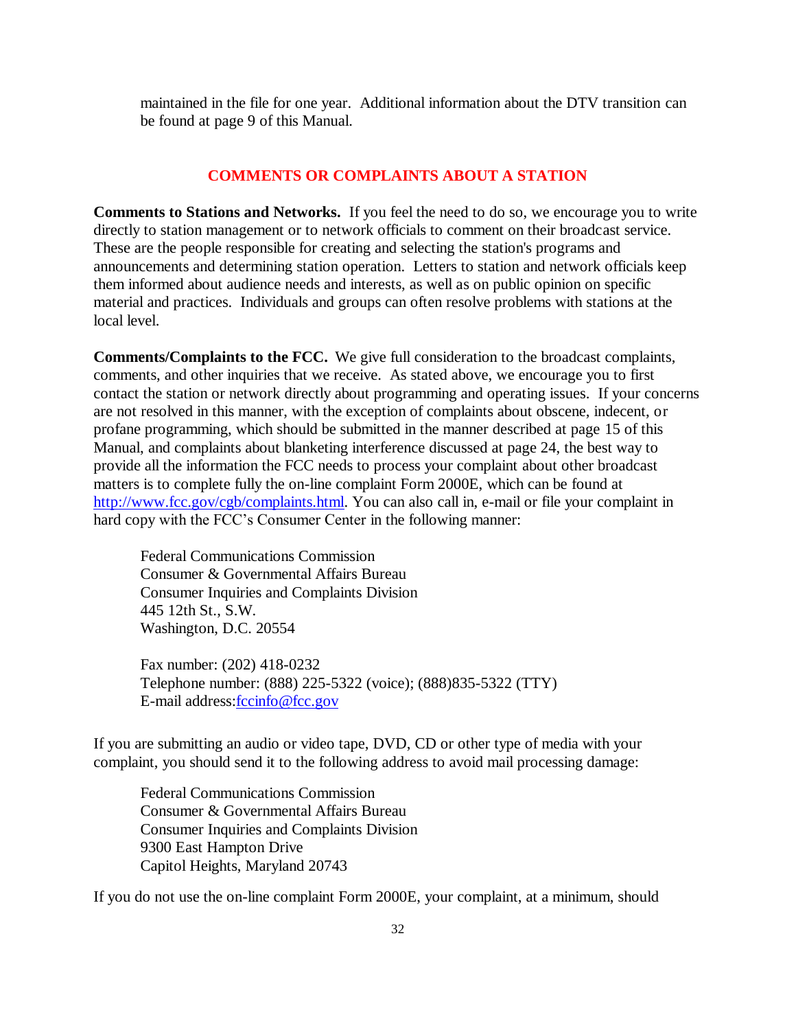maintained in the file for one year. Additional information about the DTV transition can be found at page 9 of this Manual.

## COMMENTS OR COMPLAINTS ABOUT A STATION

**Comments to Stations and Networks.** If you feel the need to do so, we encourage you to write directly to station management or to network officials to comment on their broadcast service. These are the people responsible for creating and selecting the station's programs and announcements and determining station operation. Letters to station and network officials keep them informed about audience needs and interests, as well as on public opinion on specific material and practices. Individuals and groups can often resolve problems with stations at the local level.

**Comments/Complaints to the FCC.** We give full consideration to the broadcast complaints, comments, and other inquiries that we receive. As stated above, we encourage you to first contact the station or network directly about programming and operating issues. If your concerns are not resolved in this manner, with the exception of complaints about obscene, indecent, or profane programming, which should be submitted in the manner described at page 15 of this Manual, and complaints about blanketing interference discussed at page 24, the best way to provide all the information the FCC needs to process your complaint about other broadcast matters is to complete fully the on-line complaint Form 2000E, which can be found at http://www.fcc.gov/cgb/complaints.html. You can also call in, e-mail or file your complaint in hard copy with the FCC's Consumer Center in the following manner:

Federal Communications Commission
Consumer & Governmental Affairs Bureau
Consumer Inquiries and Complaints Division
445 12th St., S.W.
Washington, D.C. 20554

Fax number: (202) 418-0232
Telephone number: (888) 225-5322 (voice); (888)835-5322 (TTY)
E-mail address:fccinfo@fcc.gov

If you are submitting an audio or video tape, DVD, CD or other type of media with your complaint, you should send it to the following address to avoid mail processing damage:

Federal Communications Commission
Consumer & Governmental Affairs Bureau
Consumer Inquiries and Complaints Division
9300 East Hampton Drive
Capitol Heights, Maryland 20743

If you do not use the on-line complaint Form 2000E, your complaint, at a minimum, should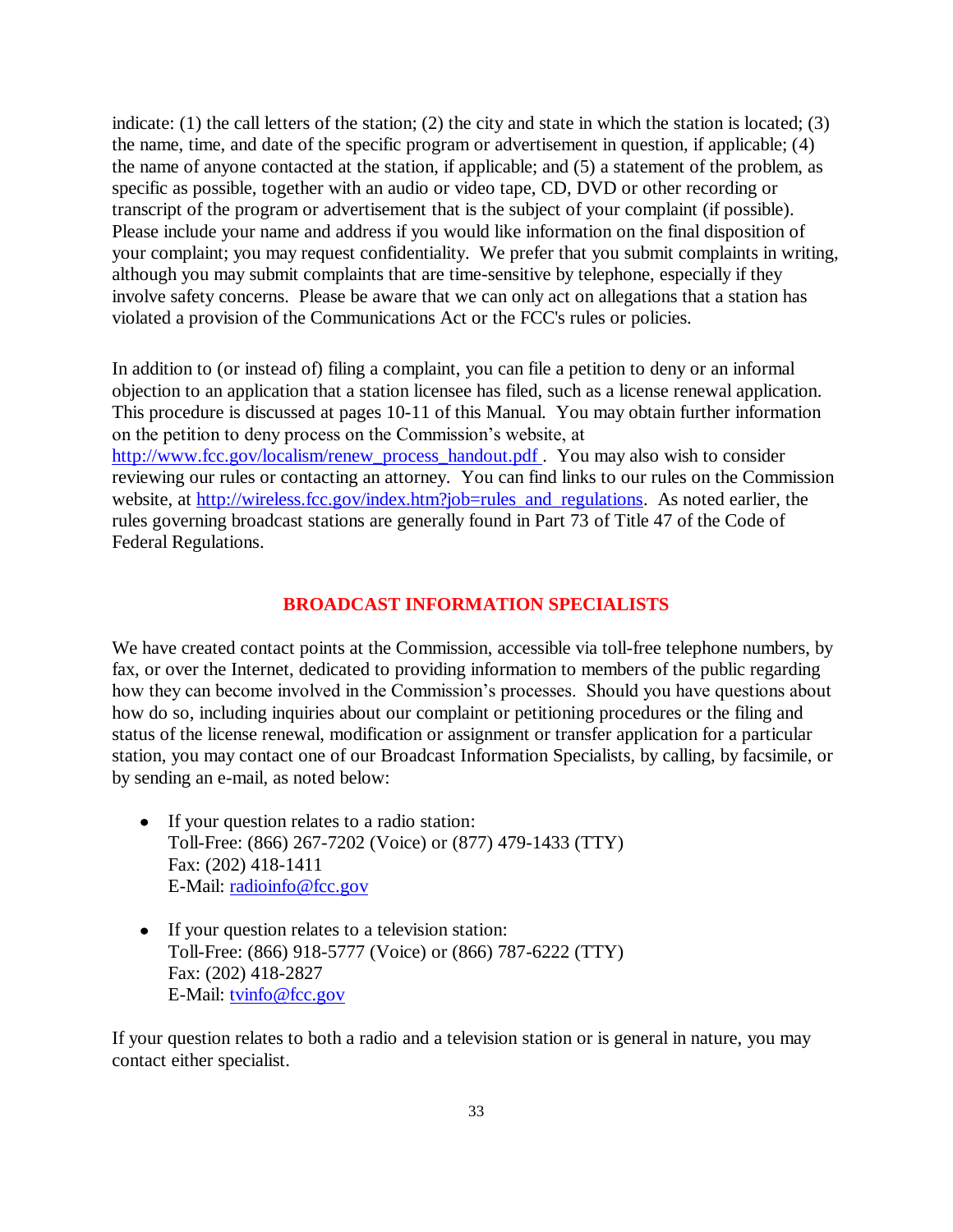indicate: (1) the call letters of the station; (2) the city and state in which the station is located; (3) the name, time, and date of the specific program or advertisement in question, if applicable; (4) the name of anyone contacted at the station, if applicable; and (5) a statement of the problem, as specific as possible, together with an audio or video tape, CD, DVD or other recording or transcript of the program or advertisement that is the subject of your complaint (if possible). Please include your name and address if you would like information on the final disposition of your complaint; you may request confidentiality. We prefer that you submit complaints in writing, although you may submit complaints that are time-sensitive by telephone, especially if they involve safety concerns. Please be aware that we can only act on allegations that a station has violated a provision of the Communications Act or the FCC's rules or policies.

In addition to (or instead of) filing a complaint, you can file a petition to deny or an informal objection to an application that a station licensee has filed, such as a license renewal application. This procedure is discussed at pages 10-11 of this Manual. You may obtain further information on the petition to deny process on the Commission's website, at http://www.fcc.gov/localism/renew_process_handout.pdf . You may also wish to consider reviewing our rules or contacting an attorney. You can find links to our rules on the Commission website, at http://wireless.fcc.gov/index.htm?job=rules_and_regulations. As noted earlier, the rules governing broadcast stations are generally found in Part 73 of Title 47 of the Code of Federal Regulations.

## BROADCAST INFORMATION SPECIALISTS

We have created contact points at the Commission, accessible via toll-free telephone numbers, by fax, or over the Internet, dedicated to providing information to members of the public regarding how they can become involved in the Commission's processes. Should you have questions about how do so, including inquiries about our complaint or petitioning procedures or the filing and status of the license renewal, modification or assignment or transfer application for a particular station, you may contact one of our Broadcast Information Specialists, by calling, by facsimile, or by sending an e-mail, as noted below:

- If your question relates to a radio station:
  Toll-Free: (866) 267-7202 (Voice) or (877) 479-1433 (TTY)
  Fax: (202) 418-1411
  E-Mail: radioinfo@fcc.gov

- If your question relates to a television station:
  Toll-Free: (866) 918-5777 (Voice) or (866) 787-6222 (TTY)
  Fax: (202) 418-2827
  E-Mail: tvinfo@fcc.gov

If your question relates to both a radio and a television station or is general in nature, you may contact either specialist.